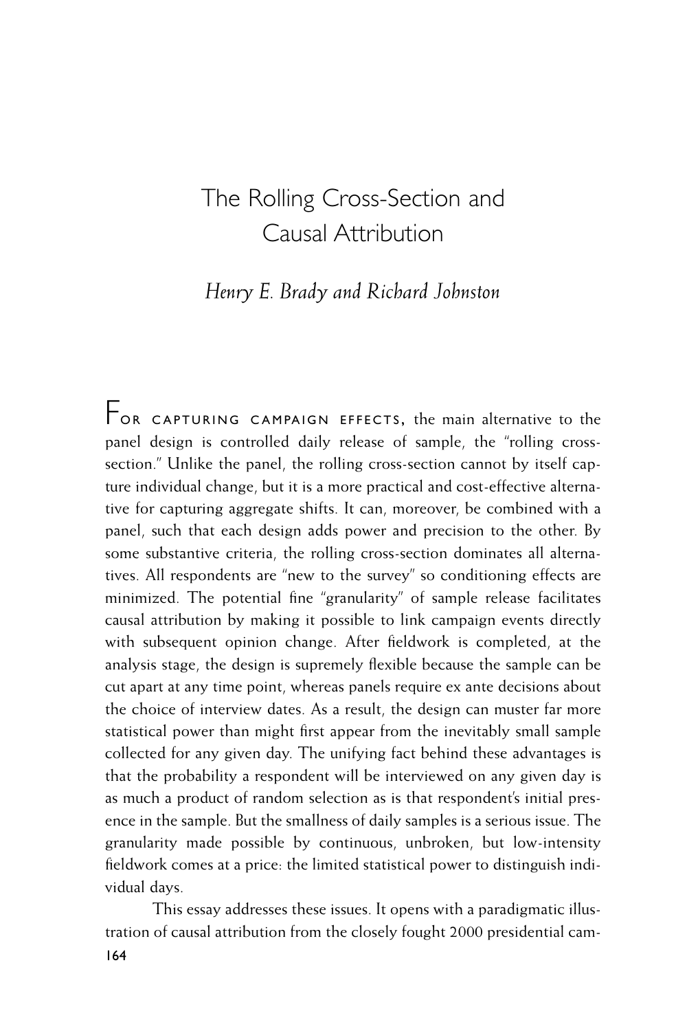# The Rolling Cross-Section and Causal Attribution

*Henry E. Brady and Richard Johnston*

For capturing campaign effects, the main alternative to the panel design is controlled daily release of sample, the "rolling cross-section." Unlike the panel, the rolling cross-section cannot by itself capture individual change, but it is a more practical and cost-effective alternative for capturing aggregate shifts. It can, moreover, be combined with a panel, such that each design adds power and precision to the other. By some substantive criteria, the rolling cross-section dominates all alternatives. All respondents are "new to the survey" so conditioning effects are minimized. The potential fine "granularity" of sample release facilitates causal attribution by making it possible to link campaign events directly with subsequent opinion change. After fieldwork is completed, at the analysis stage, the design is supremely flexible because the sample can be cut apart at any time point, whereas panels require ex ante decisions about the choice of interview dates. As a result, the design can muster far more statistical power than might first appear from the inevitably small sample collected for any given day. The unifying fact behind these advantages is that the probability a respondent will be interviewed on any given day is as much a product of random selection as is that respondent's initial presence in the sample. But the smallness of daily samples is a serious issue. The granularity made possible by continuous, unbroken, but low-intensity fieldwork comes at a price: the limited statistical power to distinguish individual days.

This essay addresses these issues. It opens with a paradigmatic illustration of causal attribution from the closely fought 2000 presidential cam-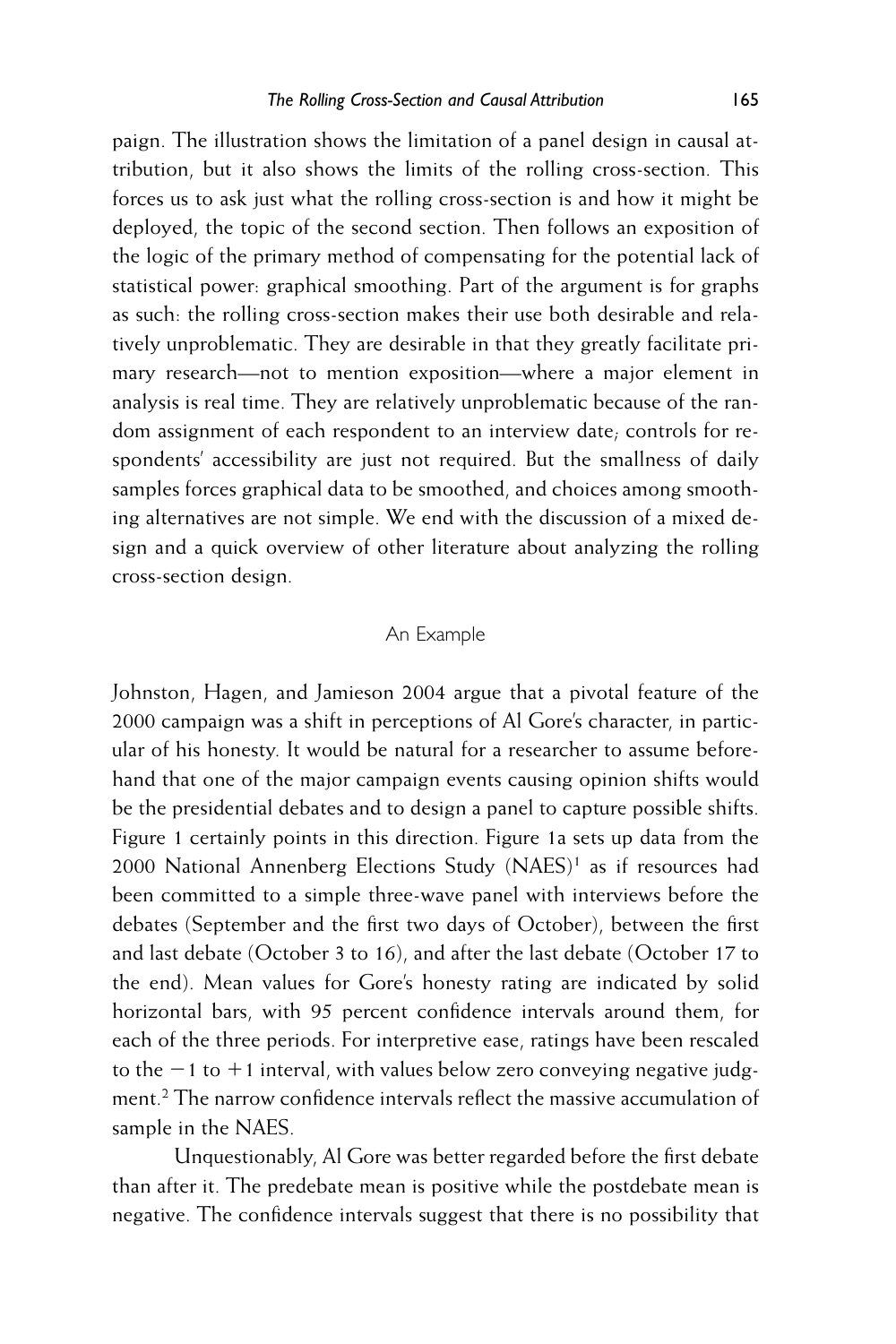paign. The illustration shows the limitation of a panel design in causal attribution, but it also shows the limits of the rolling cross-section. This forces us to ask just what the rolling cross-section is and how it might be deployed, the topic of the second section. Then follows an exposition of the logic of the primary method of compensating for the potential lack of statistical power: graphical smoothing. Part of the argument is for graphs as such: the rolling cross-section makes their use both desirable and relatively unproblematic. They are desirable in that they greatly facilitate primary research—not to mention exposition—where a major element in analysis is real time. They are relatively unproblematic because of the random assignment of each respondent to an interview date; controls for respondents' accessibility are just not required. But the smallness of daily samples forces graphical data to be smoothed, and choices among smoothing alternatives are not simple. We end with the discussion of a mixed design and a quick overview of other literature about analyzing the rolling cross-section design.

## An Example

Johnston, Hagen, and Jamieson 2004 argue that a pivotal feature of the 2000 campaign was a shift in perceptions of Al Gore's character, in particular of his honesty. It would be natural for a researcher to assume beforehand that one of the major campaign events causing opinion shifts would be the presidential debates and to design a panel to capture possible shifts. Figure 1 certainly points in this direction. Figure 1a sets up data from the 2000 National Annenberg Elections Study (NAES)[1] as if resources had been committed to a simple three-wave panel with interviews before the debates (September and the first two days of October), between the first and last debate (October 3 to 16), and after the last debate (October 17 to the end). Mean values for Gore's honesty rating are indicated by solid horizontal bars, with 95 percent confidence intervals around them, for each of the three periods. For interpretive ease, ratings have been rescaled to the $-1$ to $+1$ interval, with values below zero conveying negative judgment.[2] The narrow confidence intervals reflect the massive accumulation of sample in the NAES.

Unquestionably, Al Gore was better regarded before the first debate than after it. The predebate mean is positive while the postdebate mean is negative. The confidence intervals suggest that there is no possibility that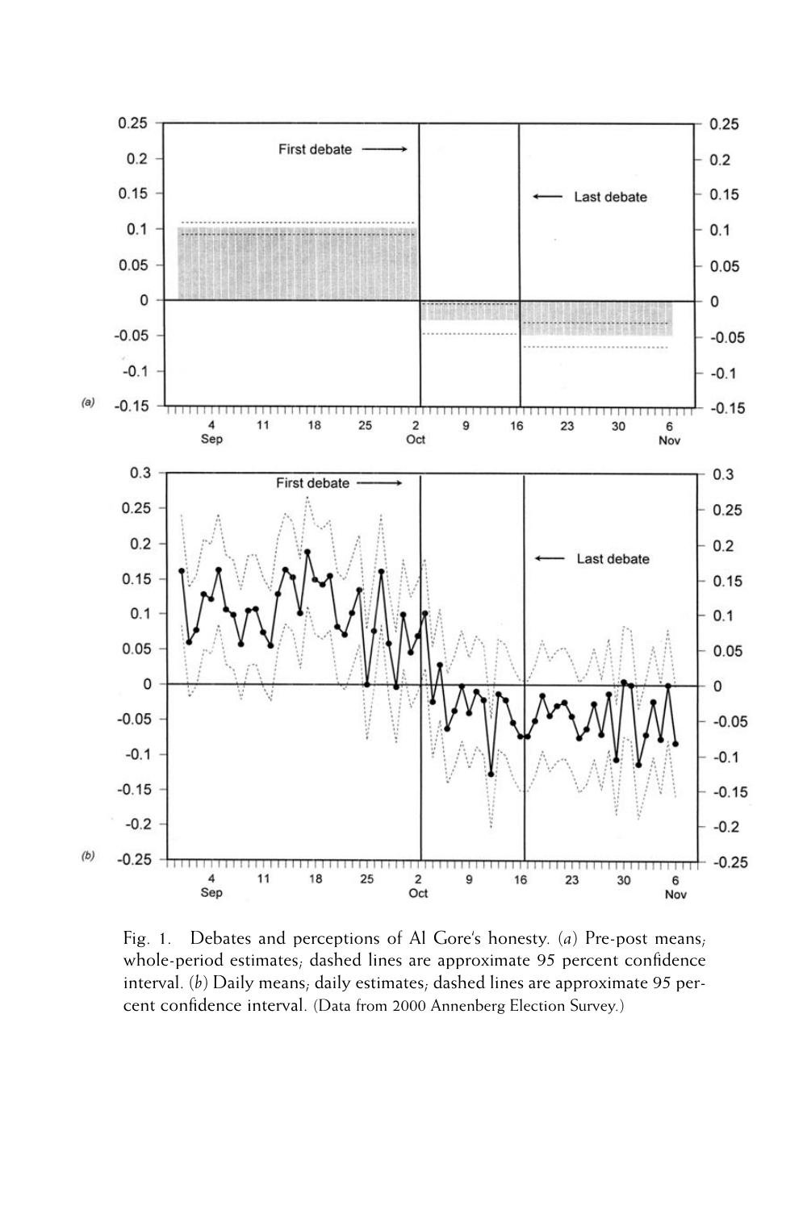Fig. 1. Debates and perceptions of Al Gore's honesty. (*a*) Pre-post means; whole-period estimates; dashed lines are approximate 95 percent confidence interval. (*b*) Daily means; daily estimates; dashed lines are approximate 95 percent confidence interval. (Data from 2000 Annenberg Election Survey.)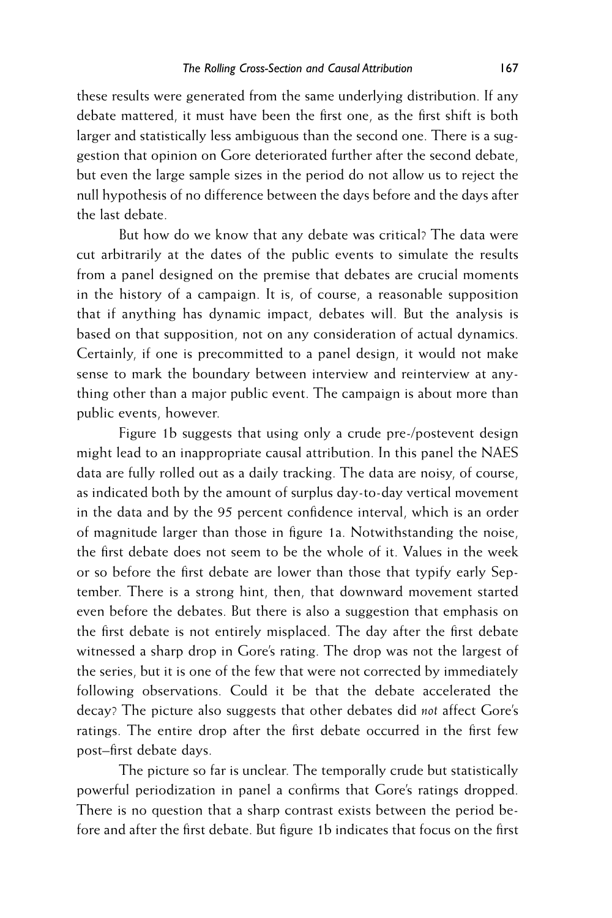these results were generated from the same underlying distribution. If any debate mattered, it must have been the first one, as the first shift is both larger and statistically less ambiguous than the second one. There is a suggestion that opinion on Gore deteriorated further after the second debate, but even the large sample sizes in the period do not allow us to reject the null hypothesis of no difference between the days before and the days after the last debate.

But how do we know that any debate was critical? The data were cut arbitrarily at the dates of the public events to simulate the results from a panel designed on the premise that debates are crucial moments in the history of a campaign. It is, of course, a reasonable supposition that if anything has dynamic impact, debates will. But the analysis is based on that supposition, not on any consideration of actual dynamics. Certainly, if one is precommitted to a panel design, it would not make sense to mark the boundary between interview and reinterview at anything other than a major public event. The campaign is about more than public events, however.

Figure 1b suggests that using only a crude pre-/postevent design might lead to an inappropriate causal attribution. In this panel the NAES data are fully rolled out as a daily tracking. The data are noisy, of course, as indicated both by the amount of surplus day-to-day vertical movement in the data and by the 95 percent confidence interval, which is an order of magnitude larger than those in figure 1a. Notwithstanding the noise, the first debate does not seem to be the whole of it. Values in the week or so before the first debate are lower than those that typify early September. There is a strong hint, then, that downward movement started even before the debates. But there is also a suggestion that emphasis on the first debate is not entirely misplaced. The day after the first debate witnessed a sharp drop in Gore's rating. The drop was not the largest of the series, but it is one of the few that were not corrected by immediately following observations. Could it be that the debate accelerated the decay? The picture also suggests that other debates did *not* affect Gore's ratings. The entire drop after the first debate occurred in the first few post–first debate days.

The picture so far is unclear. The temporally crude but statistically powerful periodization in panel a confirms that Gore's ratings dropped. There is no question that a sharp contrast exists between the period before and after the first debate. But figure 1b indicates that focus on the first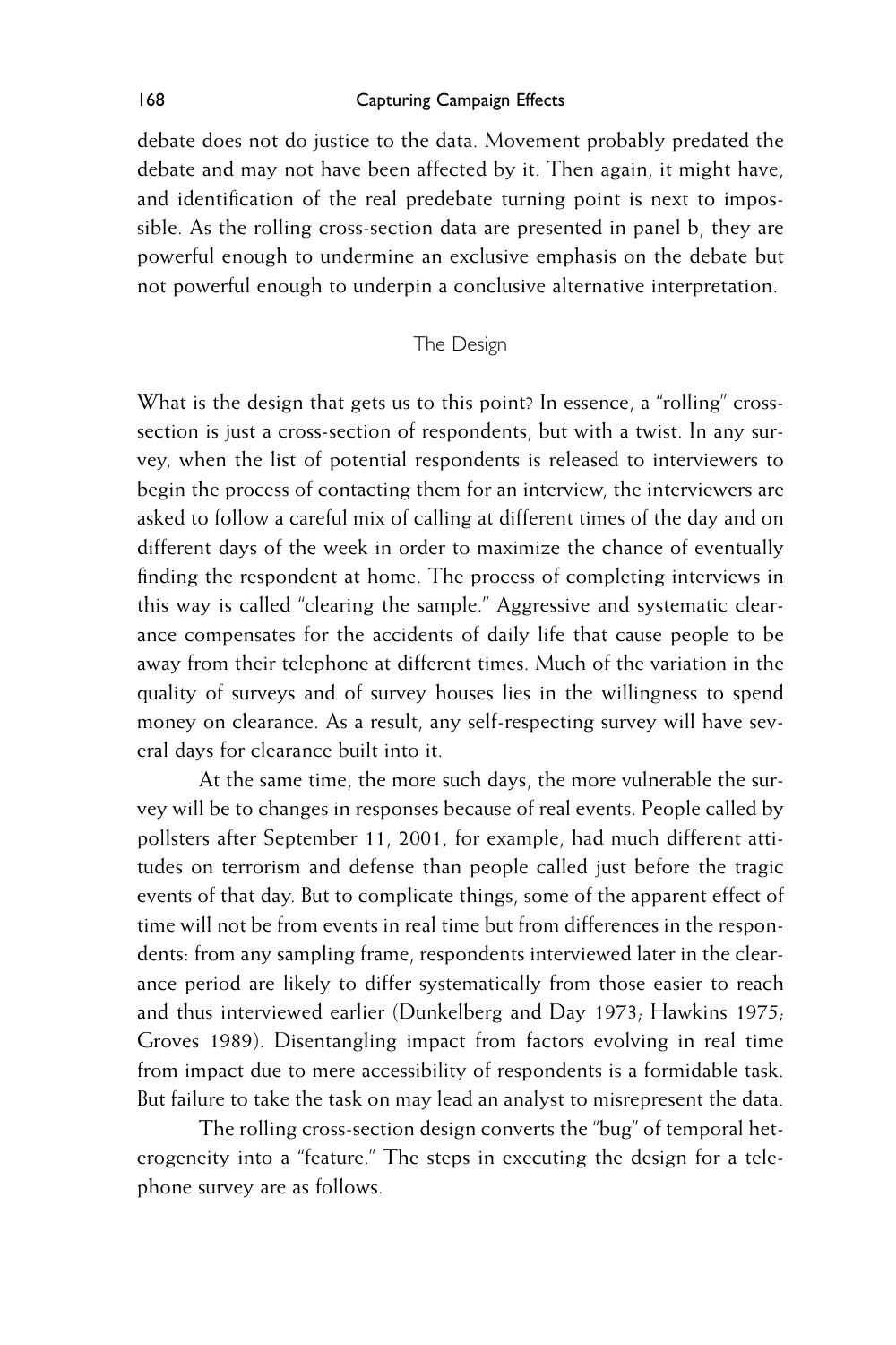debate does not do justice to the data. Movement probably predated the debate and may not have been affected by it. Then again, it might have, and identification of the real predebate turning point is next to impossible. As the rolling cross-section data are presented in panel b, they are powerful enough to undermine an exclusive emphasis on the debate but not powerful enough to underpin a conclusive alternative interpretation.

## The Design

What is the design that gets us to this point? In essence, a "rolling" cross-section is just a cross-section of respondents, but with a twist. In any survey, when the list of potential respondents is released to interviewers to begin the process of contacting them for an interview, the interviewers are asked to follow a careful mix of calling at different times of the day and on different days of the week in order to maximize the chance of eventually finding the respondent at home. The process of completing interviews in this way is called "clearing the sample." Aggressive and systematic clearance compensates for the accidents of daily life that cause people to be away from their telephone at different times. Much of the variation in the quality of surveys and of survey houses lies in the willingness to spend money on clearance. As a result, any self-respecting survey will have several days for clearance built into it.

At the same time, the more such days, the more vulnerable the survey will be to changes in responses because of real events. People called by pollsters after September 11, 2001, for example, had much different attitudes on terrorism and defense than people called just before the tragic events of that day. But to complicate things, some of the apparent effect of time will not be from events in real time but from differences in the respondents: from any sampling frame, respondents interviewed later in the clearance period are likely to differ systematically from those easier to reach and thus interviewed earlier (Dunkelberg and Day 1973; Hawkins 1975; Groves 1989). Disentangling impact from factors evolving in real time from impact due to mere accessibility of respondents is a formidable task. But failure to take the task on may lead an analyst to misrepresent the data.

The rolling cross-section design converts the "bug" of temporal heterogeneity into a "feature." The steps in executing the design for a telephone survey are as follows.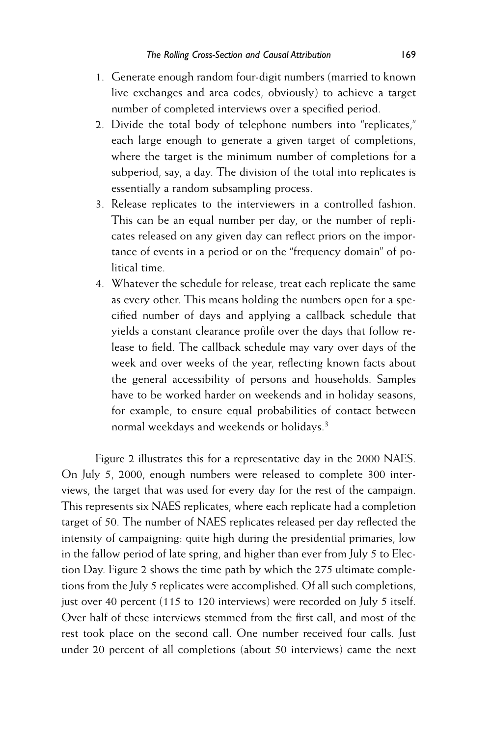1. Generate enough random four-digit numbers (married to known live exchanges and area codes, obviously) to achieve a target number of completed interviews over a specified period.
2. Divide the total body of telephone numbers into "replicates," each large enough to generate a given target of completions, where the target is the minimum number of completions for a subperiod, say, a day. The division of the total into replicates is essentially a random subsampling process.
3. Release replicates to the interviewers in a controlled fashion. This can be an equal number per day, or the number of replicates released on any given day can reflect priors on the importance of events in a period or on the "frequency domain" of political time.
4. Whatever the schedule for release, treat each replicate the same as every other. This means holding the numbers open for a specified number of days and applying a callback schedule that yields a constant clearance profile over the days that follow release to field. The callback schedule may vary over days of the week and over weeks of the year, reflecting known facts about the general accessibility of persons and households. Samples have to be worked harder on weekends and in holiday seasons, for example, to ensure equal probabilities of contact between normal weekdays and weekends or holidays.[3]

Figure 2 illustrates this for a representative day in the 2000 NAES. On July 5, 2000, enough numbers were released to complete 300 interviews, the target that was used for every day for the rest of the campaign. This represents six NAES replicates, where each replicate had a completion target of 50. The number of NAES replicates released per day reflected the intensity of campaigning: quite high during the presidential primaries, low in the fallow period of late spring, and higher than ever from July 5 to Election Day. Figure 2 shows the time path by which the 275 ultimate completions from the July 5 replicates were accomplished. Of all such completions, just over 40 percent (115 to 120 interviews) were recorded on July 5 itself. Over half of these interviews stemmed from the first call, and most of the rest took place on the second call. One number received four calls. Just under 20 percent of all completions (about 50 interviews) came the next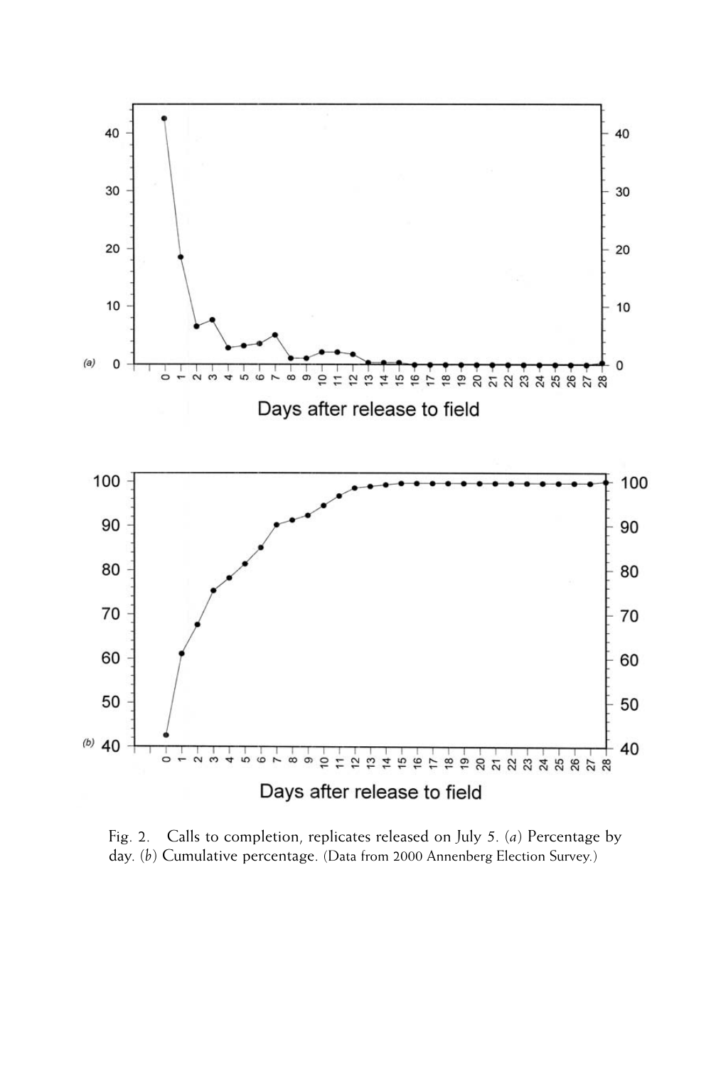Fig. 2. Calls to completion, replicates released on July 5. (*a*) Percentage by day. (*b*) Cumulative percentage. (Data from 2000 Annenberg Election Survey.)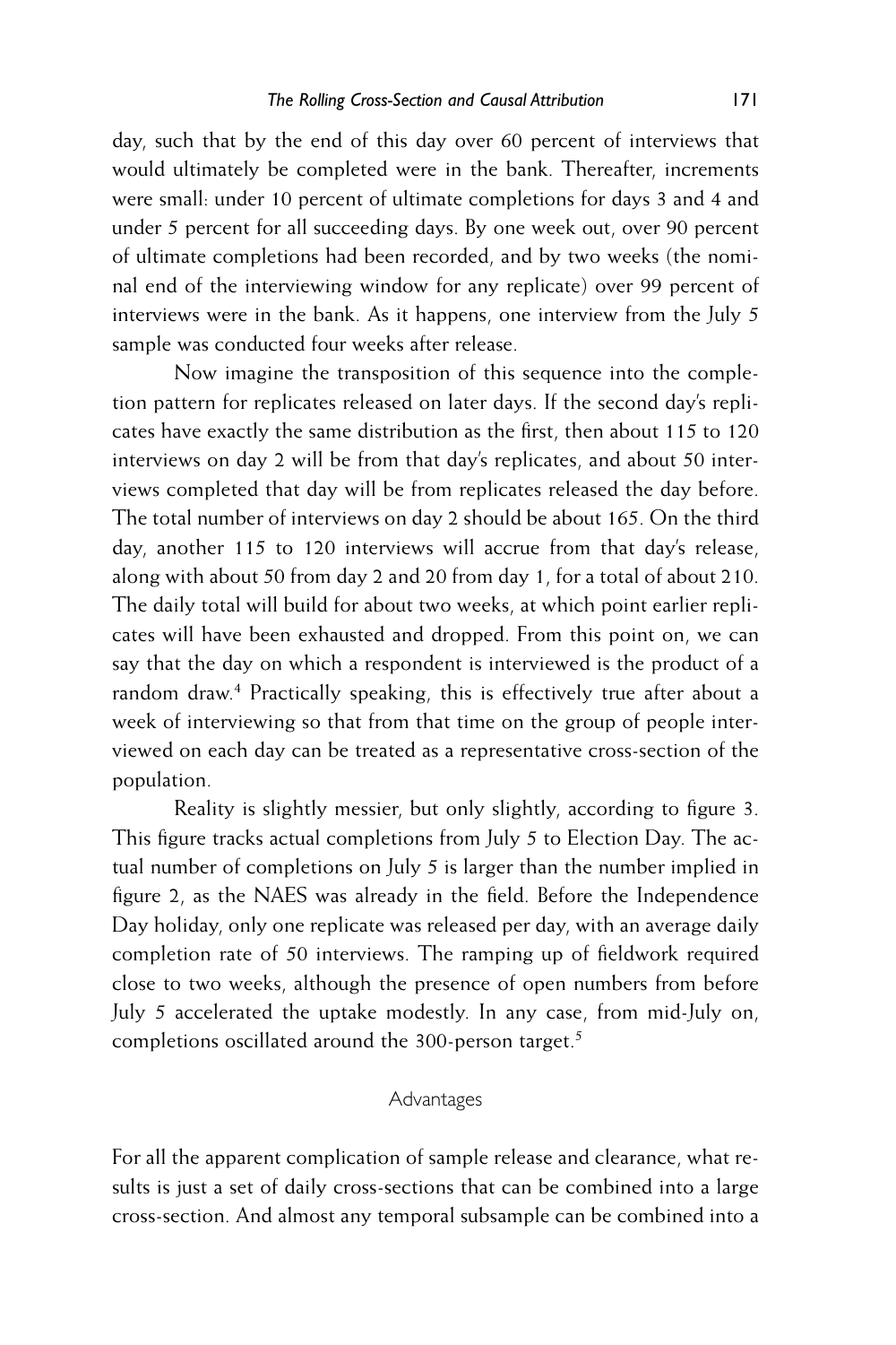day, such that by the end of this day over 60 percent of interviews that would ultimately be completed were in the bank. Thereafter, increments were small: under 10 percent of ultimate completions for days 3 and 4 and under 5 percent for all succeeding days. By one week out, over 90 percent of ultimate completions had been recorded, and by two weeks (the nominal end of the interviewing window for any replicate) over 99 percent of interviews were in the bank. As it happens, one interview from the July 5 sample was conducted four weeks after release.

Now imagine the transposition of this sequence into the completion pattern for replicates released on later days. If the second day's replicates have exactly the same distribution as the first, then about 115 to 120 interviews on day 2 will be from that day's replicates, and about 50 interviews completed that day will be from replicates released the day before. The total number of interviews on day 2 should be about 165. On the third day, another 115 to 120 interviews will accrue from that day's release, along with about 50 from day 2 and 20 from day 1, for a total of about 210. The daily total will build for about two weeks, at which point earlier replicates will have been exhausted and dropped. From this point on, we can say that the day on which a respondent is interviewed is the product of a random draw.[4] Practically speaking, this is effectively true after about a week of interviewing so that from that time on the group of people interviewed on each day can be treated as a representative cross-section of the population.

Reality is slightly messier, but only slightly, according to figure 3. This figure tracks actual completions from July 5 to Election Day. The actual number of completions on July 5 is larger than the number implied in figure 2, as the NAES was already in the field. Before the Independence Day holiday, only one replicate was released per day, with an average daily completion rate of 50 interviews. The ramping up of fieldwork required close to two weeks, although the presence of open numbers from before July 5 accelerated the uptake modestly. In any case, from mid-July on, completions oscillated around the 300-person target.[5]

## Advantages

For all the apparent complication of sample release and clearance, what results is just a set of daily cross-sections that can be combined into a large cross-section. And almost any temporal subsample can be combined into a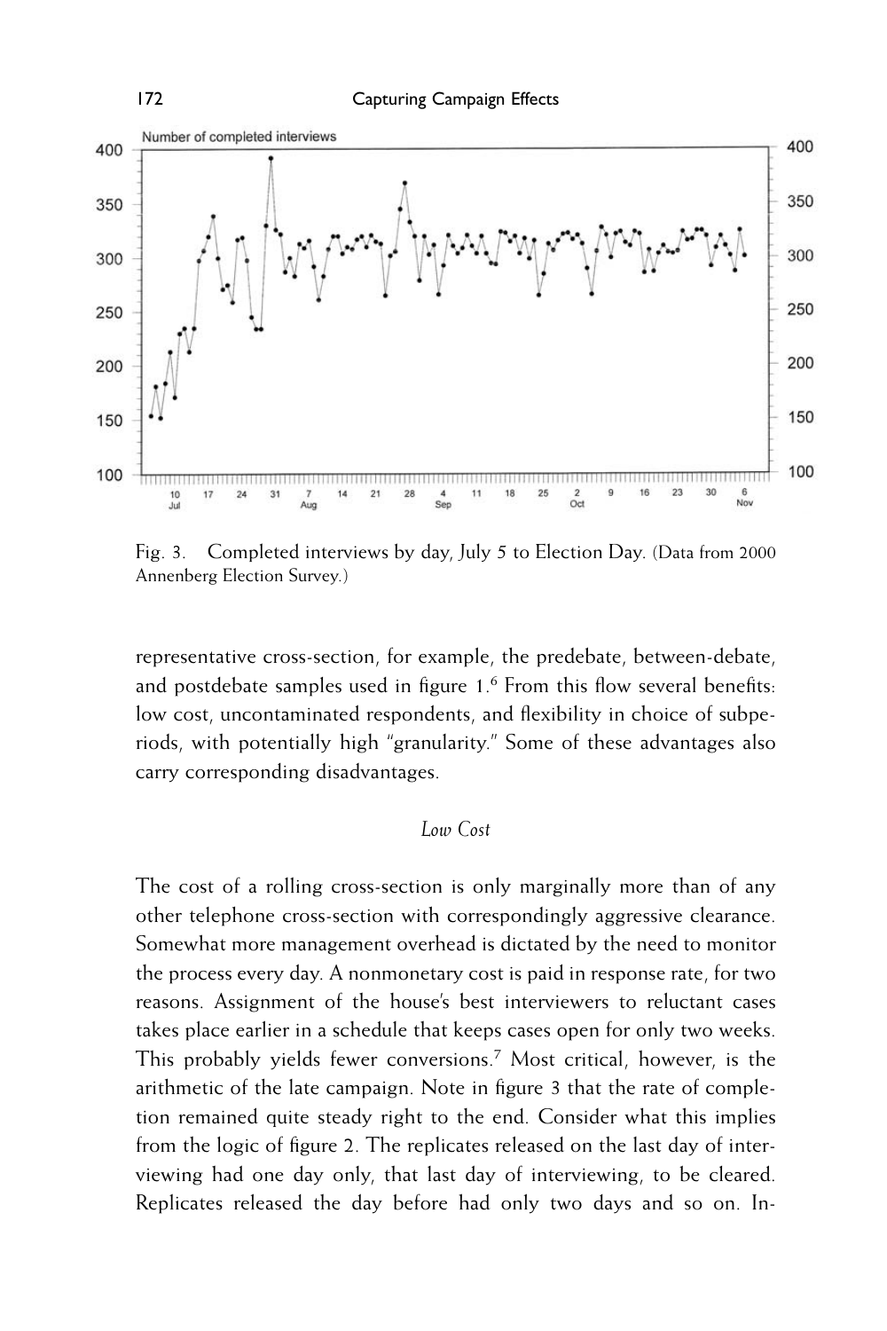Fig. 3. Completed interviews by day, July 5 to Election Day. (Data from 2000 Annenberg Election Survey.)

representative cross-section, for example, the predebate, between-debate, and postdebate samples used in figure 1.[6] From this flow several benefits: low cost, uncontaminated respondents, and flexibility in choice of subperiods, with potentially high "granularity." Some of these advantages also carry corresponding disadvantages.

### *Low Cost*

The cost of a rolling cross-section is only marginally more than of any other telephone cross-section with correspondingly aggressive clearance. Somewhat more management overhead is dictated by the need to monitor the process every day. A nonmonetary cost is paid in response rate, for two reasons. Assignment of the house's best interviewers to reluctant cases takes place earlier in a schedule that keeps cases open for only two weeks. This probably yields fewer conversions.[7] Most critical, however, is the arithmetic of the late campaign. Note in figure 3 that the rate of completion remained quite steady right to the end. Consider what this implies from the logic of figure 2. The replicates released on the last day of interviewing had one day only, that last day of interviewing, to be cleared. Replicates released the day before had only two days and so on. In-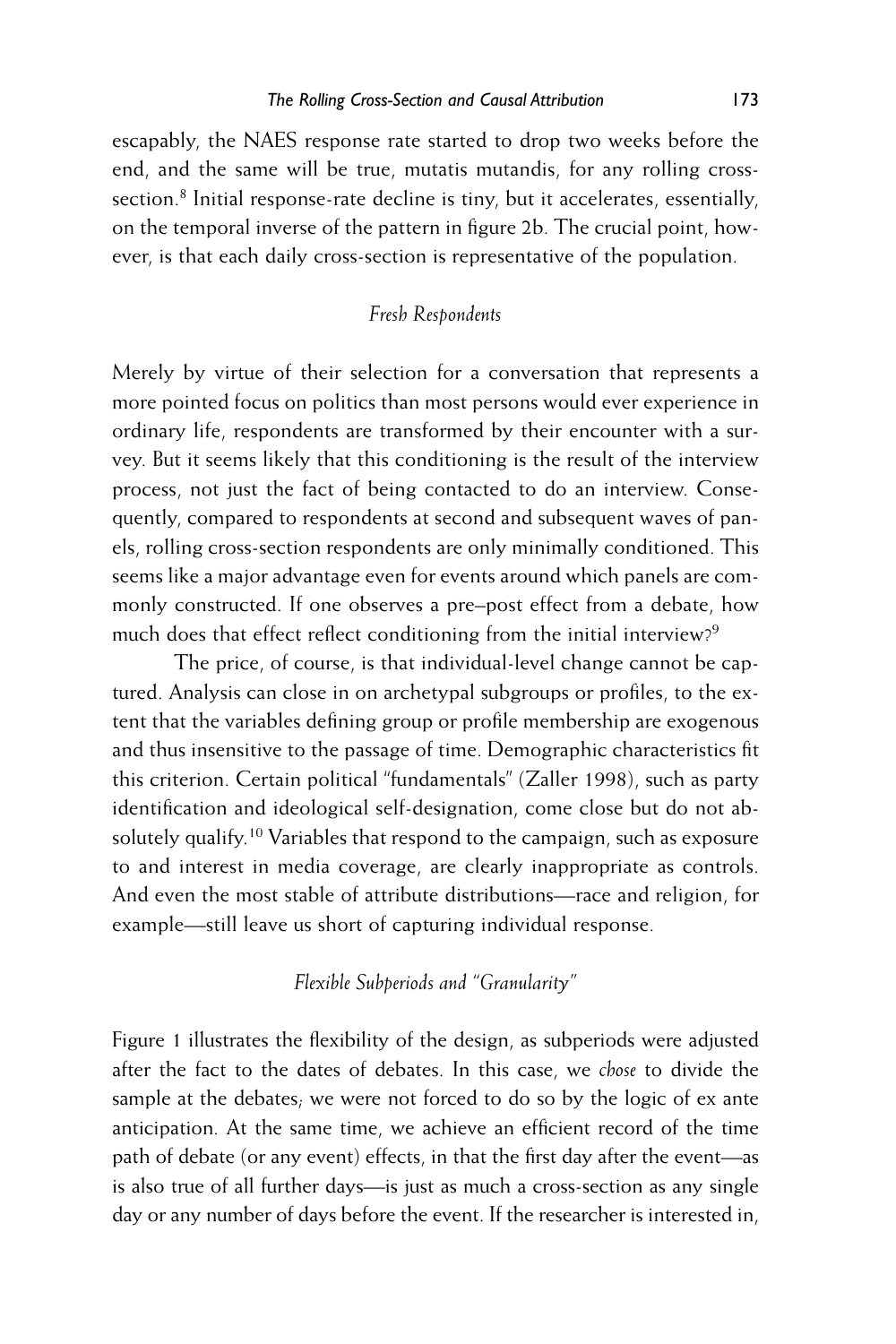escapably, the NAES response rate started to drop two weeks before the end, and the same will be true, mutatis mutandis, for any rolling cross-section.[8] Initial response-rate decline is tiny, but it accelerates, essentially, on the temporal inverse of the pattern in figure 2b. The crucial point, however, is that each daily cross-section is representative of the population.

### *Fresh Respondents*

Merely by virtue of their selection for a conversation that represents a more pointed focus on politics than most persons would ever experience in ordinary life, respondents are transformed by their encounter with a survey. But it seems likely that this conditioning is the result of the interview process, not just the fact of being contacted to do an interview. Consequently, compared to respondents at second and subsequent waves of panels, rolling cross-section respondents are only minimally conditioned. This seems like a major advantage even for events around which panels are commonly constructed. If one observes a pre–post effect from a debate, how much does that effect reflect conditioning from the initial interview?[9]

The price, of course, is that individual-level change cannot be captured. Analysis can close in on archetypal subgroups or profiles, to the extent that the variables defining group or profile membership are exogenous and thus insensitive to the passage of time. Demographic characteristics fit this criterion. Certain political "fundamentals" (Zaller 1998), such as party identification and ideological self-designation, come close but do not absolutely qualify.[10] Variables that respond to the campaign, such as exposure to and interest in media coverage, are clearly inappropriate as controls. And even the most stable of attribute distributions—race and religion, for example—still leave us short of capturing individual response.

### *Flexible Subperiods and "Granularity"*

Figure 1 illustrates the flexibility of the design, as subperiods were adjusted after the fact to the dates of debates. In this case, we *chose* to divide the sample at the debates; we were not forced to do so by the logic of ex ante anticipation. At the same time, we achieve an efficient record of the time path of debate (or any event) effects, in that the first day after the event—as is also true of all further days—is just as much a cross-section as any single day or any number of days before the event. If the researcher is interested in,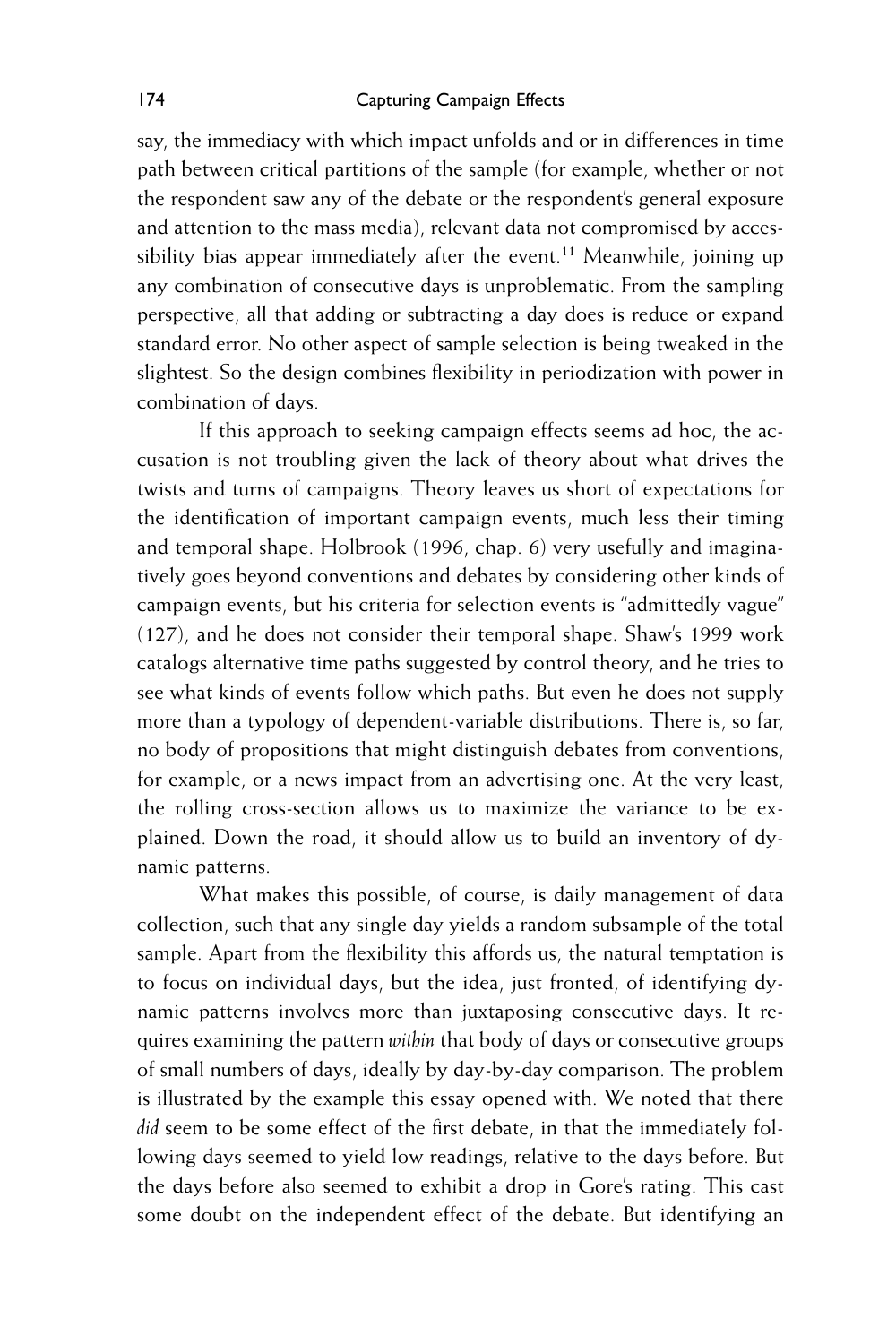say, the immediacy with which impact unfolds and or in differences in time path between critical partitions of the sample (for example, whether or not the respondent saw any of the debate or the respondent's general exposure and attention to the mass media), relevant data not compromised by accessibility bias appear immediately after the event.[11] Meanwhile, joining up any combination of consecutive days is unproblematic. From the sampling perspective, all that adding or subtracting a day does is reduce or expand standard error. No other aspect of sample selection is being tweaked in the slightest. So the design combines flexibility in periodization with power in combination of days.

If this approach to seeking campaign effects seems ad hoc, the accusation is not troubling given the lack of theory about what drives the twists and turns of campaigns. Theory leaves us short of expectations for the identification of important campaign events, much less their timing and temporal shape. Holbrook (1996, chap. 6) very usefully and imaginatively goes beyond conventions and debates by considering other kinds of campaign events, but his criteria for selection events is "admittedly vague" (127), and he does not consider their temporal shape. Shaw's 1999 work catalogs alternative time paths suggested by control theory, and he tries to see what kinds of events follow which paths. But even he does not supply more than a typology of dependent-variable distributions. There is, so far, no body of propositions that might distinguish debates from conventions, for example, or a news impact from an advertising one. At the very least, the rolling cross-section allows us to maximize the variance to be explained. Down the road, it should allow us to build an inventory of dynamic patterns.

What makes this possible, of course, is daily management of data collection, such that any single day yields a random subsample of the total sample. Apart from the flexibility this affords us, the natural temptation is to focus on individual days, but the idea, just fronted, of identifying dynamic patterns involves more than juxtaposing consecutive days. It requires examining the pattern *within* that body of days or consecutive groups of small numbers of days, ideally by day-by-day comparison. The problem is illustrated by the example this essay opened with. We noted that there *did* seem to be some effect of the first debate, in that the immediately following days seemed to yield low readings, relative to the days before. But the days before also seemed to exhibit a drop in Gore's rating. This cast some doubt on the independent effect of the debate. But identifying an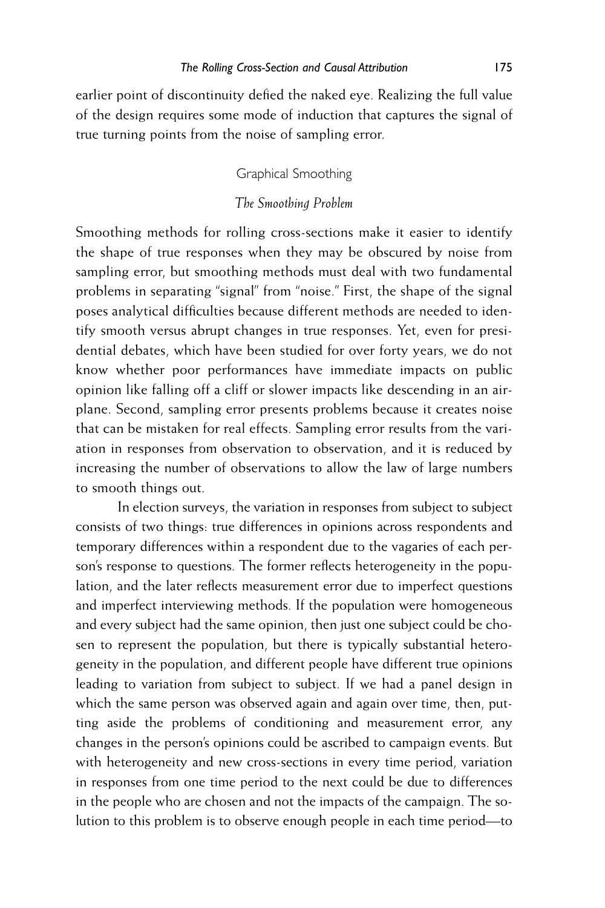earlier point of discontinuity defied the naked eye. Realizing the full value of the design requires some mode of induction that captures the signal of true turning points from the noise of sampling error.

## Graphical Smoothing

### *The Smoothing Problem*

Smoothing methods for rolling cross-sections make it easier to identify the shape of true responses when they may be obscured by noise from sampling error, but smoothing methods must deal with two fundamental problems in separating "signal" from "noise." First, the shape of the signal poses analytical difficulties because different methods are needed to identify smooth versus abrupt changes in true responses. Yet, even for presidential debates, which have been studied for over forty years, we do not know whether poor performances have immediate impacts on public opinion like falling off a cliff or slower impacts like descending in an airplane. Second, sampling error presents problems because it creates noise that can be mistaken for real effects. Sampling error results from the variation in responses from observation to observation, and it is reduced by increasing the number of observations to allow the law of large numbers to smooth things out.

In election surveys, the variation in responses from subject to subject consists of two things: true differences in opinions across respondents and temporary differences within a respondent due to the vagaries of each person's response to questions. The former reflects heterogeneity in the population, and the later reflects measurement error due to imperfect questions and imperfect interviewing methods. If the population were homogeneous and every subject had the same opinion, then just one subject could be chosen to represent the population, but there is typically substantial heterogeneity in the population, and different people have different true opinions leading to variation from subject to subject. If we had a panel design in which the same person was observed again and again over time, then, putting aside the problems of conditioning and measurement error, any changes in the person's opinions could be ascribed to campaign events. But with heterogeneity and new cross-sections in every time period, variation in responses from one time period to the next could be due to differences in the people who are chosen and not the impacts of the campaign. The solution to this problem is to observe enough people in each time period—to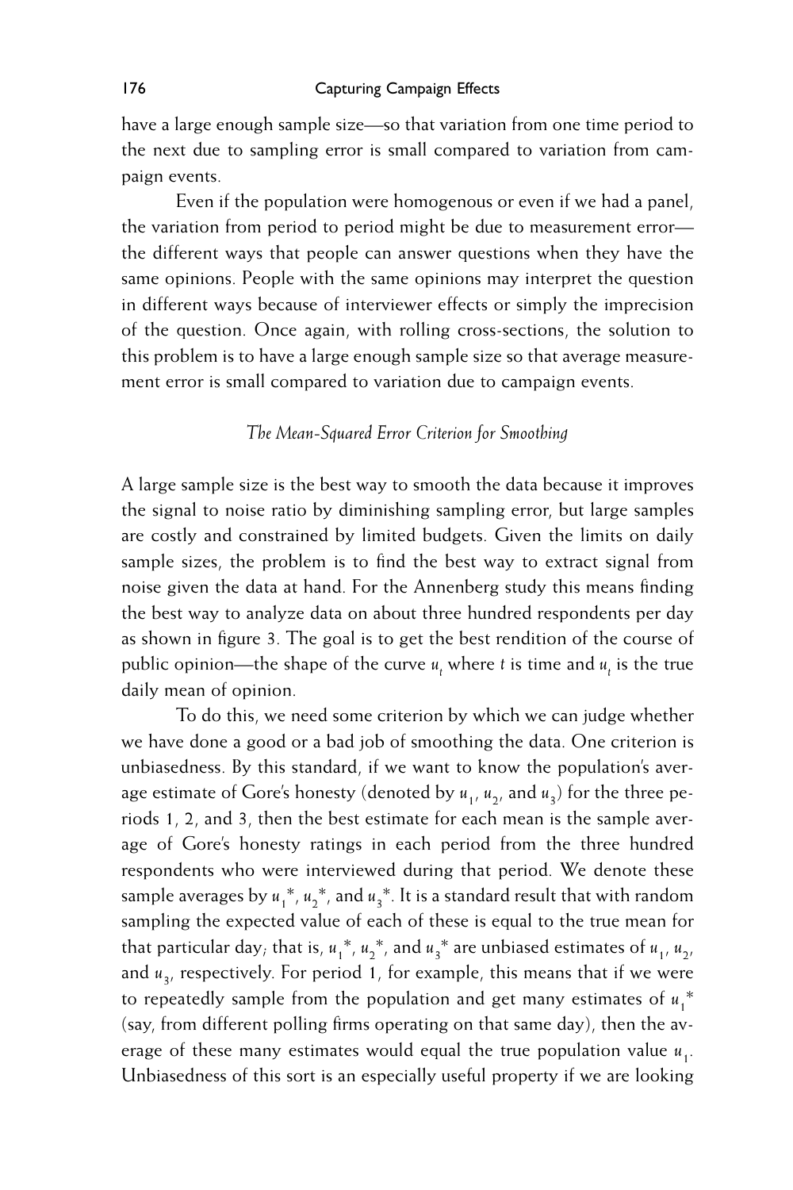have a large enough sample size—so that variation from one time period to the next due to sampling error is small compared to variation from campaign events.

Even if the population were homogenous or even if we had a panel, the variation from period to period might be due to measurement error—the different ways that people can answer questions when they have the same opinions. People with the same opinions may interpret the question in different ways because of interviewer effects or simply the imprecision of the question. Once again, with rolling cross-sections, the solution to this problem is to have a large enough sample size so that average measurement error is small compared to variation due to campaign events.

### *The Mean-Squared Error Criterion for Smoothing*

A large sample size is the best way to smooth the data because it improves the signal to noise ratio by diminishing sampling error, but large samples are costly and constrained by limited budgets. Given the limits on daily sample sizes, the problem is to find the best way to extract signal from noise given the data at hand. For the Annenberg study this means finding the best way to analyze data on about three hundred respondents per day as shown in figure 3. The goal is to get the best rendition of the course of public opinion—the shape of the curve $u_t$ where $t$ is time and $u_t$ is the true daily mean of opinion.

To do this, we need some criterion by which we can judge whether we have done a good or a bad job of smoothing the data. One criterion is unbiasedness. By this standard, if we want to know the population's average estimate of Gore's honesty (denoted by $u_1$, $u_2$, and $u_3$) for the three periods 1, 2, and 3, then the best estimate for each mean is the sample average of Gore's honesty ratings in each period from the three hundred respondents who were interviewed during that period. We denote these sample averages by $u_1^*$, $u_2^*$, and $u_3^*$. It is a standard result that with random sampling the expected value of each of these is equal to the true mean for that particular day; that is, $u_1^*$, $u_2^*$, and $u_3^*$ are unbiased estimates of $u_1$, $u_2$, and $u_3$, respectively. For period 1, for example, this means that if we were to repeatedly sample from the population and get many estimates of $u_1^*$ (say, from different polling firms operating on that same day), then the average of these many estimates would equal the true population value $u_1$. Unbiasedness of this sort is an especially useful property if we are looking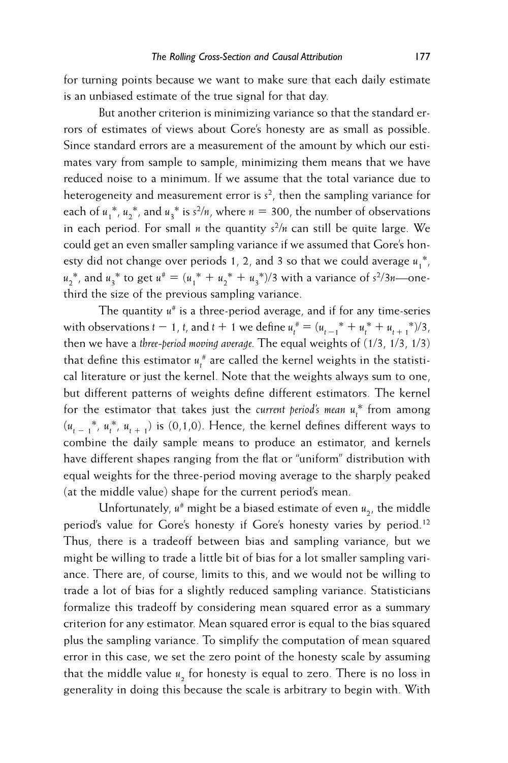for turning points because we want to make sure that each daily estimate is an unbiased estimate of the true signal for that day.

But another criterion is minimizing variance so that the standard errors of estimates of views about Gore's honesty are as small as possible. Since standard errors are a measurement of the amount by which our estimates vary from sample to sample, minimizing them means that we have reduced noise to a minimum. If we assume that the total variance due to heterogeneity and measurement error is $s^2$, then the sampling variance for each of $u_1{}^*$, $u_2{}^*$, and $u_3{}^*$ is $s^2/n$, where $n = 300$, the number of observations in each period. For small $n$ the quantity $s^2/n$ can still be quite large. We could get an even smaller sampling variance if we assumed that Gore's honesty did not change over periods 1, 2, and 3 so that we could average $u_1{}^*$, $u_2{}^*$, and $u_3{}^*$ to get $u^\# = (u_1{}^* + u_2{}^* + u_3{}^*)/3$ with a variance of $s^2/3n$—one-third the size of the previous sampling variance.

The quantity $u^\#$ is a three-period average, and if for any time-series with observations $t - 1$, $t$, and $t + 1$ we define $u_t{}^\# = (u_{t-1}{}^* + u_t{}^* + u_{t+1}{}^*)/3$, then we have a *three-period moving average.* The equal weights of (1/3, 1/3, 1/3) that define this estimator $u_t{}^\#$ are called the kernel weights in the statistical literature or just the kernel. Note that the weights always sum to one, but different patterns of weights define different estimators. The kernel for the estimator that takes just the *current period's mean* $u_t{}^*$ from among $(u_{t-1}{}^*, u_t{}^*, u_{t+1})$ is (0,1,0). Hence, the kernel defines different ways to combine the daily sample means to produce an estimator, and kernels have different shapes ranging from the flat or "uniform" distribution with equal weights for the three-period moving average to the sharply peaked (at the middle value) shape for the current period's mean.

Unfortunately, $u^\#$ might be a biased estimate of even $u_2$, the middle period's value for Gore's honesty if Gore's honesty varies by period.[12] Thus, there is a tradeoff between bias and sampling variance, but we might be willing to trade a little bit of bias for a lot smaller sampling variance. There are, of course, limits to this, and we would not be willing to trade a lot of bias for a slightly reduced sampling variance. Statisticians formalize this tradeoff by considering mean squared error as a summary criterion for any estimator. Mean squared error is equal to the bias squared plus the sampling variance. To simplify the computation of mean squared error in this case, we set the zero point of the honesty scale by assuming that the middle value $u_2$ for honesty is equal to zero. There is no loss in generality in doing this because the scale is arbitrary to begin with. With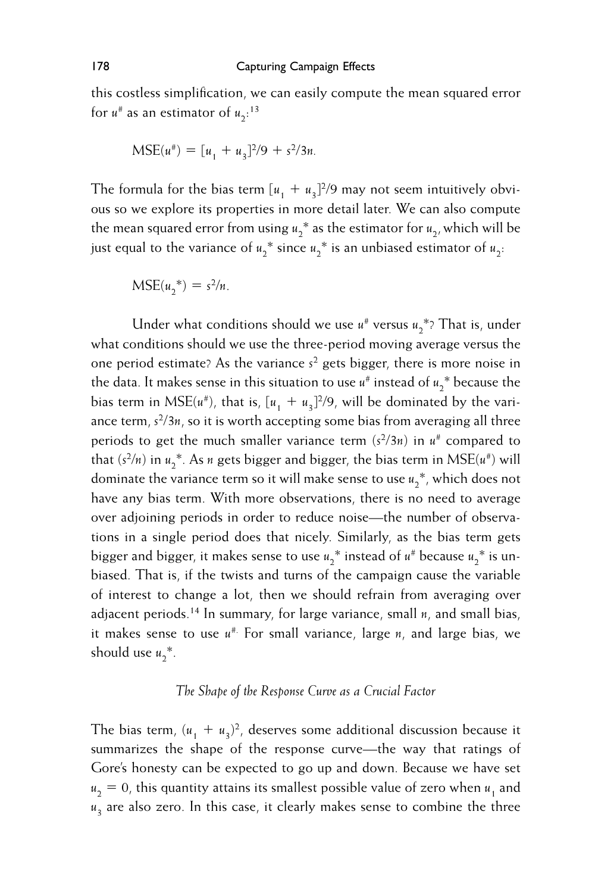this costless simplification, we can easily compute the mean squared error for $u^{\#}$ as an estimator of $u_2$:[13]

$$\text{MSE}(u^{\#}) = [u_1 + u_3]^2/9 + s^2/3n.$$

The formula for the bias term $[u_1 + u_3]^2/9$ may not seem intuitively obvious so we explore its properties in more detail later. We can also compute the mean squared error from using $u_2^*$ as the estimator for $u_2$, which will be just equal to the variance of $u_2^*$ since $u_2^*$ is an unbiased estimator of $u_2$:

$$\text{MSE}(u_2^*) = s^2/n.$$

Under what conditions should we use $u^{\#}$ versus $u_2^*$? That is, under what conditions should we use the three-period moving average versus the one period estimate? As the variance $s^2$ gets bigger, there is more noise in the data. It makes sense in this situation to use $u^{\#}$ instead of $u_2^*$ because the bias term in MSE($u^{\#}$), that is, $[u_1 + u_3]^2/9$, will be dominated by the variance term, $s^2/3n$, so it is worth accepting some bias from averaging all three periods to get the much smaller variance term ($s^2/3n$) in $u^{\#}$ compared to that ($s^2/n$) in $u_2^*$. As $n$ gets bigger and bigger, the bias term in MSE($u^{\#}$) will dominate the variance term so it will make sense to use $u_2^*$, which does not have any bias term. With more observations, there is no need to average over adjoining periods in order to reduce noise—the number of observations in a single period does that nicely. Similarly, as the bias term gets bigger and bigger, it makes sense to use $u_2^*$ instead of $u^{\#}$ because $u_2^*$ is unbiased. That is, if the twists and turns of the campaign cause the variable of interest to change a lot, then we should refrain from averaging over adjacent periods.[14] In summary, for large variance, small $n$, and small bias, it makes sense to use $u^{\#}$. For small variance, large $n$, and large bias, we should use $u_2^*$.

### *The Shape of the Response Curve as a Crucial Factor*

The bias term, $(u_1 + u_3)^2$, deserves some additional discussion because it summarizes the shape of the response curve—the way that ratings of Gore's honesty can be expected to go up and down. Because we have set $u_2 = 0$, this quantity attains its smallest possible value of zero when $u_1$ and $u_3$ are also zero. In this case, it clearly makes sense to combine the three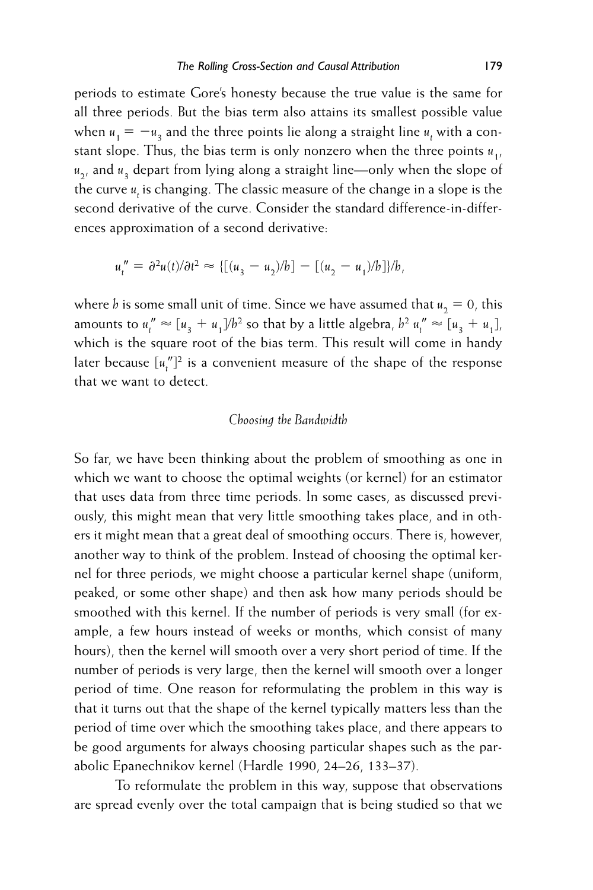periods to estimate Gore's honesty because the true value is the same for all three periods. But the bias term also attains its smallest possible value when $u_1 = -u_3$ and the three points lie along a straight line $u_t$ with a constant slope. Thus, the bias term is only nonzero when the three points $u_1$, $u_2$, and $u_3$ depart from lying along a straight line—only when the slope of the curve $u_t$ is changing. The classic measure of the change in a slope is the second derivative of the curve. Consider the standard difference-in-differences approximation of a second derivative:

$$u_t'' = \partial^2 u(t)/\partial t^2 \approx \{[(u_3 - u_2)/h] - [(u_2 - u_1)/h]\}/h,$$

where $h$ is some small unit of time. Since we have assumed that $u_2 = 0$, this amounts to $u_t'' \approx [u_3 + u_1]/h^2$ so that by a little algebra, $h^2 u_t'' \approx [u_3 + u_1]$, which is the square root of the bias term. This result will come in handy later because $[u_t'']^2$ is a convenient measure of the shape of the response that we want to detect.

### *Choosing the Bandwidth*

So far, we have been thinking about the problem of smoothing as one in which we want to choose the optimal weights (or kernel) for an estimator that uses data from three time periods. In some cases, as discussed previously, this might mean that very little smoothing takes place, and in others it might mean that a great deal of smoothing occurs. There is, however, another way to think of the problem. Instead of choosing the optimal kernel for three periods, we might choose a particular kernel shape (uniform, peaked, or some other shape) and then ask how many periods should be smoothed with this kernel. If the number of periods is very small (for example, a few hours instead of weeks or months, which consist of many hours), then the kernel will smooth over a very short period of time. If the number of periods is very large, then the kernel will smooth over a longer period of time. One reason for reformulating the problem in this way is that it turns out that the shape of the kernel typically matters less than the period of time over which the smoothing takes place, and there appears to be good arguments for always choosing particular shapes such as the parabolic Epanechnikov kernel (Hardle 1990, 24–26, 133–37).

To reformulate the problem in this way, suppose that observations are spread evenly over the total campaign that is being studied so that we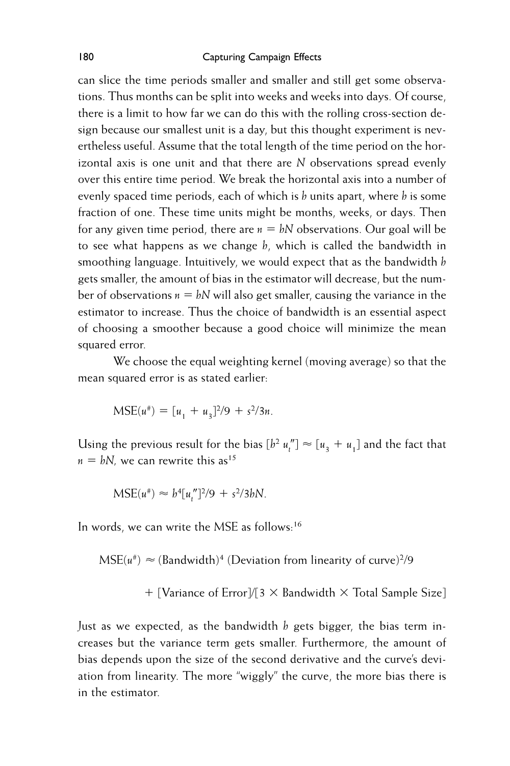can slice the time periods smaller and smaller and still get some observations. Thus months can be split into weeks and weeks into days. Of course, there is a limit to how far we can do this with the rolling cross-section design because our smallest unit is a day, but this thought experiment is nevertheless useful. Assume that the total length of the time period on the horizontal axis is one unit and that there are $N$ observations spread evenly over this entire time period. We break the horizontal axis into a number of evenly spaced time periods, each of which is $h$ units apart, where $h$ is some fraction of one. These time units might be months, weeks, or days. Then for any given time period, there are $n = hN$ observations. Our goal will be to see what happens as we change $h$, which is called the bandwidth in smoothing language. Intuitively, we would expect that as the bandwidth $h$ gets smaller, the amount of bias in the estimator will decrease, but the number of observations $n = hN$ will also get smaller, causing the variance in the estimator to increase. Thus the choice of bandwidth is an essential aspect of choosing a smoother because a good choice will minimize the mean squared error.

We choose the equal weighting kernel (moving average) so that the mean squared error is as stated earlier:

$$\text{MSE}(u^{\#}) = [u_1 + u_3]^2/9 + s^2/3n.$$

Using the previous result for the bias $[h^2 u_t''] \approx [u_3 + u_1]$ and the fact that $n = hN$, we can rewrite this as[15]

$$\text{MSE}(u^{\#}) \approx h^4[u_t'']^2/9 + s^2/3hN.$$

In words, we can write the MSE as follows:[16]

$$\text{MSE}(u^{\#}) \approx (\text{Bandwidth})^4\ (\text{Deviation from linearity of curve})^2/9$$

$$+\ [\text{Variance of Error}]/[3 \times \text{Bandwidth} \times \text{Total Sample Size}]$$

Just as we expected, as the bandwidth $h$ gets bigger, the bias term increases but the variance term gets smaller. Furthermore, the amount of bias depends upon the size of the second derivative and the curve's deviation from linearity. The more "wiggly" the curve, the more bias there is in the estimator.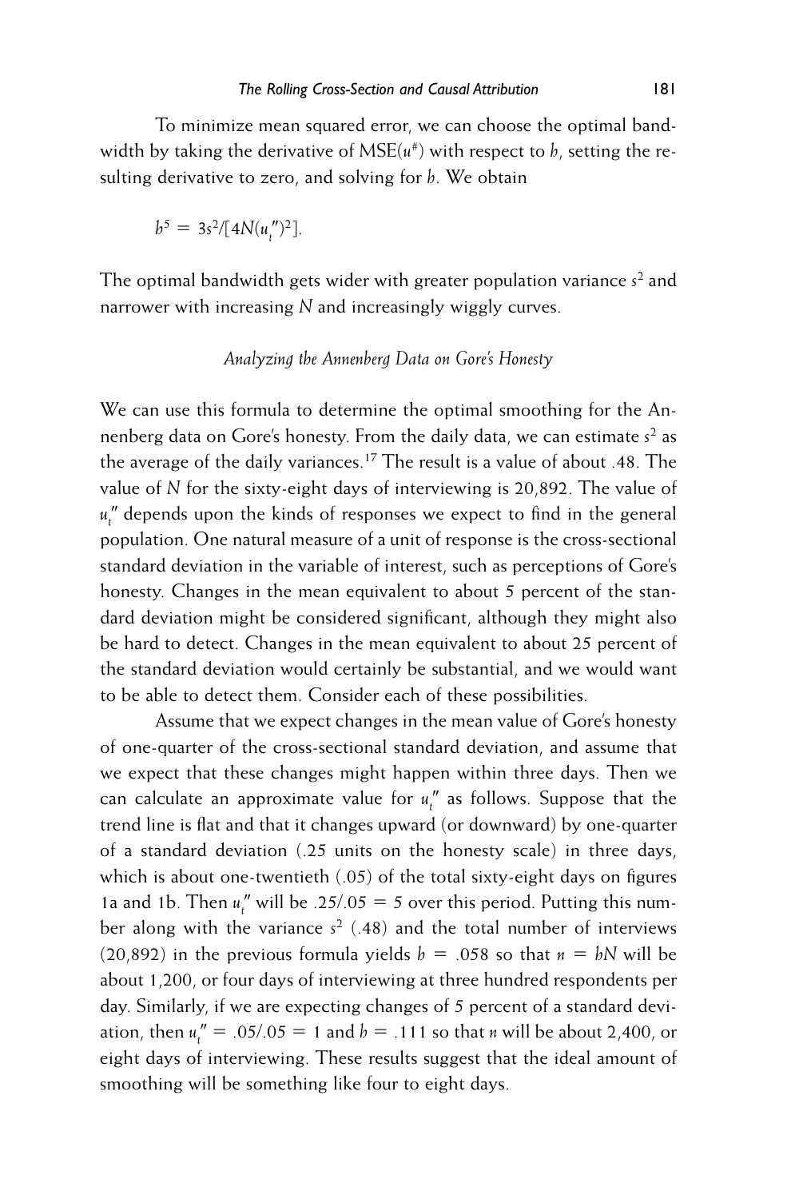To minimize mean squared error, we can choose the optimal bandwidth by taking the derivative of $\text{MSE}(u^{\#})$ with respect to $h$, setting the resulting derivative to zero, and solving for $h$. We obtain

$$h^5 = 3s^2/[4N(u_t'')^2].$$

The optimal bandwidth gets wider with greater population variance $s^2$ and narrower with increasing $N$ and increasingly wiggly curves.

### *Analyzing the Annenberg Data on Gore's Honesty*

We can use this formula to determine the optimal smoothing for the Annenberg data on Gore's honesty. From the daily data, we can estimate $s^2$ as the average of the daily variances.[17] The result is a value of about .48. The value of $N$ for the sixty-eight days of interviewing is 20,892. The value of $u_t''$ depends upon the kinds of responses we expect to find in the general population. One natural measure of a unit of response is the cross-sectional standard deviation in the variable of interest, such as perceptions of Gore's honesty. Changes in the mean equivalent to about 5 percent of the standard deviation might be considered significant, although they might also be hard to detect. Changes in the mean equivalent to about 25 percent of the standard deviation would certainly be substantial, and we would want to be able to detect them. Consider each of these possibilities.

Assume that we expect changes in the mean value of Gore's honesty of one-quarter of the cross-sectional standard deviation, and assume that we expect that these changes might happen within three days. Then we can calculate an approximate value for $u_t''$ as follows. Suppose that the trend line is flat and that it changes upward (or downward) by one-quarter of a standard deviation (.25 units on the honesty scale) in three days, which is about one-twentieth (.05) of the total sixty-eight days on figures 1a and 1b. Then $u_t''$ will be $.25/.05 = 5$ over this period. Putting this number along with the variance $s^2$ (.48) and the total number of interviews (20,892) in the previous formula yields $h = .058$ so that $n = hN$ will be about 1,200, or four days of interviewing at three hundred respondents per day. Similarly, if we are expecting changes of 5 percent of a standard deviation, then $u_t'' = .05/.05 = 1$ and $h = .111$ so that $n$ will be about 2,400, or eight days of interviewing. These results suggest that the ideal amount of smoothing will be something like four to eight days.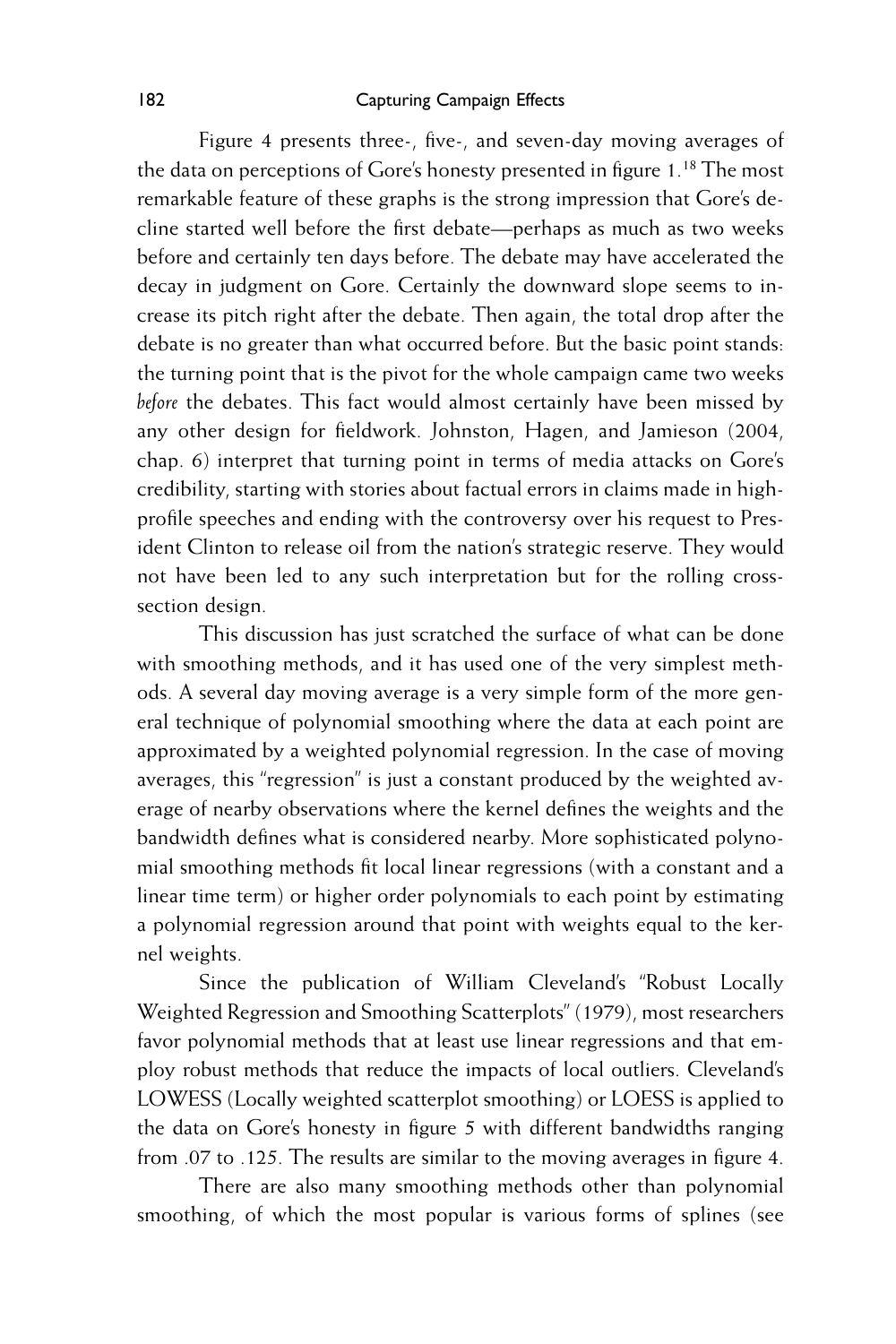Figure 4 presents three-, five-, and seven-day moving averages of the data on perceptions of Gore's honesty presented in figure 1.[18] The most remarkable feature of these graphs is the strong impression that Gore's decline started well before the first debate—perhaps as much as two weeks before and certainly ten days before. The debate may have accelerated the decay in judgment on Gore. Certainly the downward slope seems to increase its pitch right after the debate. Then again, the total drop after the debate is no greater than what occurred before. But the basic point stands: the turning point that is the pivot for the whole campaign came two weeks *before* the debates. This fact would almost certainly have been missed by any other design for fieldwork. Johnston, Hagen, and Jamieson (2004, chap. 6) interpret that turning point in terms of media attacks on Gore's credibility, starting with stories about factual errors in claims made in high-profile speeches and ending with the controversy over his request to President Clinton to release oil from the nation's strategic reserve. They would not have been led to any such interpretation but for the rolling cross-section design.

This discussion has just scratched the surface of what can be done with smoothing methods, and it has used one of the very simplest methods. A several day moving average is a very simple form of the more general technique of polynomial smoothing where the data at each point are approximated by a weighted polynomial regression. In the case of moving averages, this "regression" is just a constant produced by the weighted average of nearby observations where the kernel defines the weights and the bandwidth defines what is considered nearby. More sophisticated polynomial smoothing methods fit local linear regressions (with a constant and a linear time term) or higher order polynomials to each point by estimating a polynomial regression around that point with weights equal to the kernel weights.

Since the publication of William Cleveland's "Robust Locally Weighted Regression and Smoothing Scatterplots" (1979), most researchers favor polynomial methods that at least use linear regressions and that employ robust methods that reduce the impacts of local outliers. Cleveland's LOWESS (Locally weighted scatterplot smoothing) or LOESS is applied to the data on Gore's honesty in figure 5 with different bandwidths ranging from .07 to .125. The results are similar to the moving averages in figure 4.

There are also many smoothing methods other than polynomial smoothing, of which the most popular is various forms of splines (see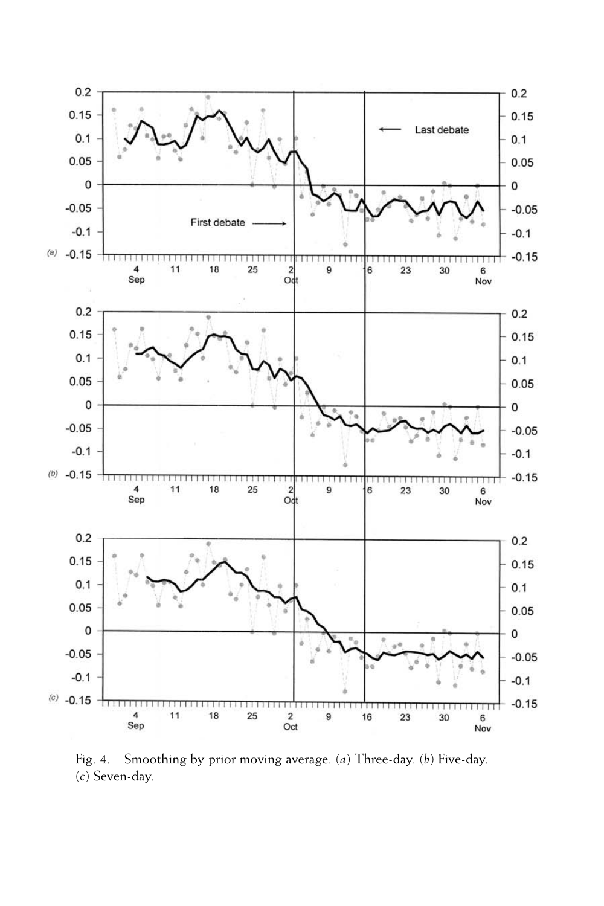Fig. 4. Smoothing by prior moving average. (*a*) Three-day. (*b*) Five-day. (*c*) Seven-day.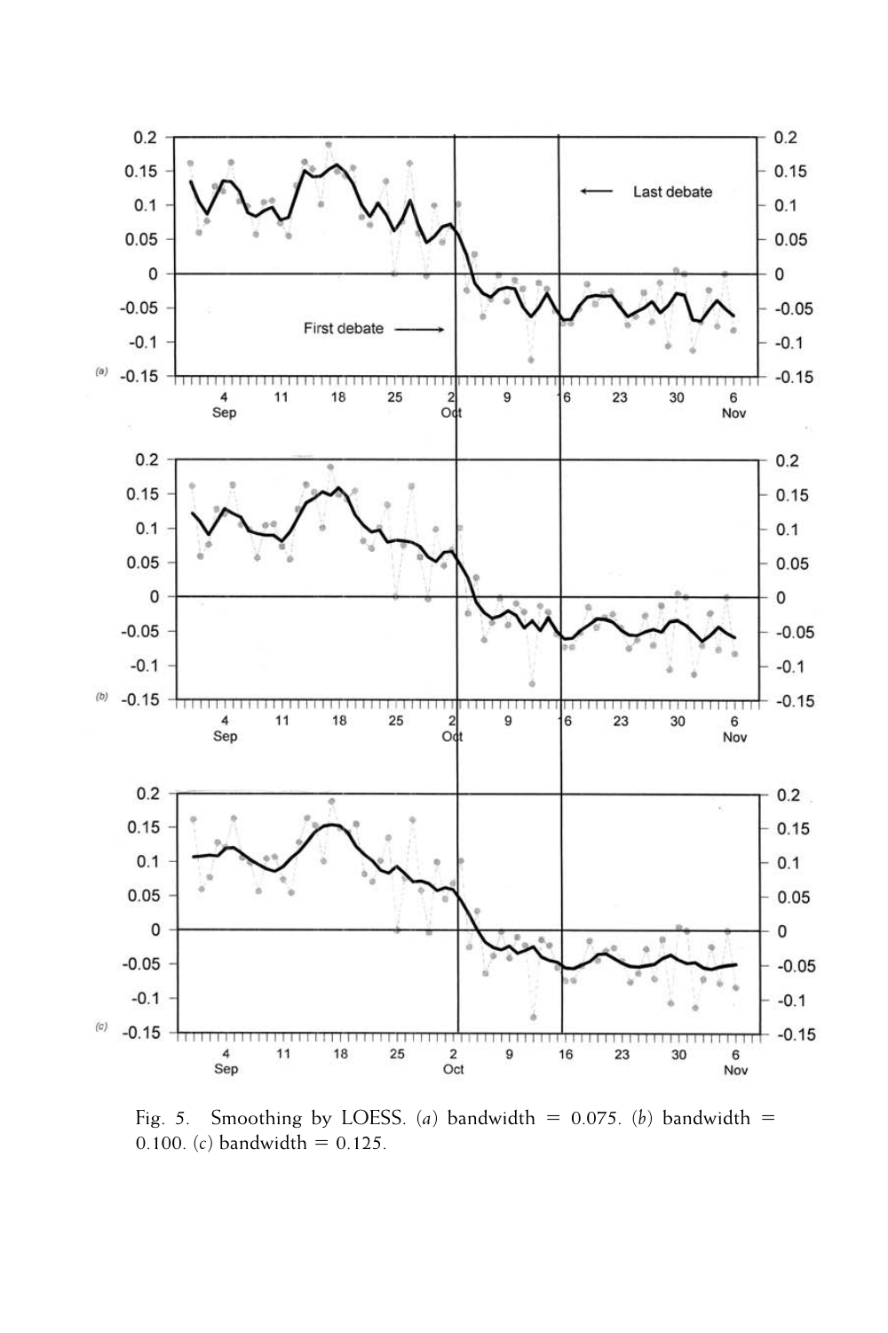Fig. 5. Smoothing by LOESS. (*a*) bandwidth = 0.075. (*b*) bandwidth = 0.100. (*c*) bandwidth = 0.125.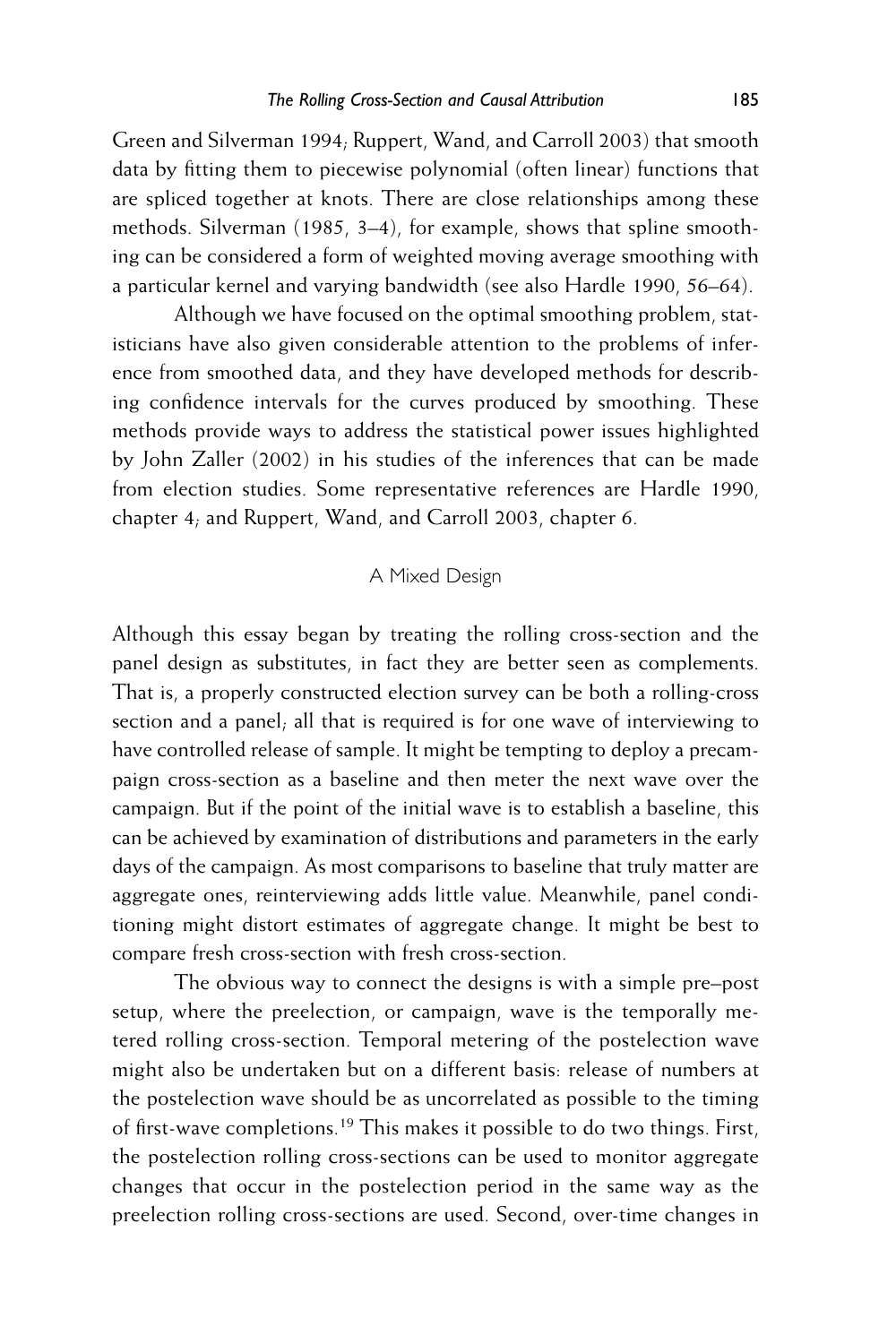Green and Silverman 1994; Ruppert, Wand, and Carroll 2003) that smooth data by fitting them to piecewise polynomial (often linear) functions that are spliced together at knots. There are close relationships among these methods. Silverman (1985, 3–4), for example, shows that spline smoothing can be considered a form of weighted moving average smoothing with a particular kernel and varying bandwidth (see also Hardle 1990, 56–64).

Although we have focused on the optimal smoothing problem, statisticians have also given considerable attention to the problems of inference from smoothed data, and they have developed methods for describing confidence intervals for the curves produced by smoothing. These methods provide ways to address the statistical power issues highlighted by John Zaller (2002) in his studies of the inferences that can be made from election studies. Some representative references are Hardle 1990, chapter 4; and Ruppert, Wand, and Carroll 2003, chapter 6.

## A Mixed Design

Although this essay began by treating the rolling cross-section and the panel design as substitutes, in fact they are better seen as complements. That is, a properly constructed election survey can be both a rolling-cross section and a panel; all that is required is for one wave of interviewing to have controlled release of sample. It might be tempting to deploy a precampaign cross-section as a baseline and then meter the next wave over the campaign. But if the point of the initial wave is to establish a baseline, this can be achieved by examination of distributions and parameters in the early days of the campaign. As most comparisons to baseline that truly matter are aggregate ones, reinterviewing adds little value. Meanwhile, panel conditioning might distort estimates of aggregate change. It might be best to compare fresh cross-section with fresh cross-section.

The obvious way to connect the designs is with a simple pre–post setup, where the preelection, or campaign, wave is the temporally metered rolling cross-section. Temporal metering of the postelection wave might also be undertaken but on a different basis: release of numbers at the postelection wave should be as uncorrelated as possible to the timing of first-wave completions.[19] This makes it possible to do two things. First, the postelection rolling cross-sections can be used to monitor aggregate changes that occur in the postelection period in the same way as the preelection rolling cross-sections are used. Second, over-time changes in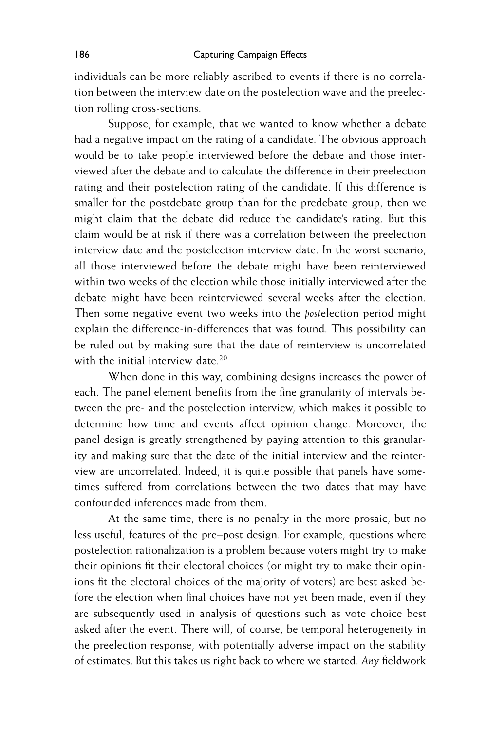individuals can be more reliably ascribed to events if there is no correlation between the interview date on the postelection wave and the preelection rolling cross-sections.

Suppose, for example, that we wanted to know whether a debate had a negative impact on the rating of a candidate. The obvious approach would be to take people interviewed before the debate and those interviewed after the debate and to calculate the difference in their preelection rating and their postelection rating of the candidate. If this difference is smaller for the postdebate group than for the predebate group, then we might claim that the debate did reduce the candidate's rating. But this claim would be at risk if there was a correlation between the preelection interview date and the postelection interview date. In the worst scenario, all those interviewed before the debate might have been reinterviewed within two weeks of the election while those initially interviewed after the debate might have been reinterviewed several weeks after the election. Then some negative event two weeks into the *post*election period might explain the difference-in-differences that was found. This possibility can be ruled out by making sure that the date of reinterview is uncorrelated with the initial interview date.[20]

When done in this way, combining designs increases the power of each. The panel element benefits from the fine granularity of intervals between the pre- and the postelection interview, which makes it possible to determine how time and events affect opinion change. Moreover, the panel design is greatly strengthened by paying attention to this granularity and making sure that the date of the initial interview and the reinterview are uncorrelated. Indeed, it is quite possible that panels have sometimes suffered from correlations between the two dates that may have confounded inferences made from them.

At the same time, there is no penalty in the more prosaic, but no less useful, features of the pre–post design. For example, questions where postelection rationalization is a problem because voters might try to make their opinions fit their electoral choices (or might try to make their opinions fit the electoral choices of the majority of voters) are best asked before the election when final choices have not yet been made, even if they are subsequently used in analysis of questions such as vote choice best asked after the event. There will, of course, be temporal heterogeneity in the preelection response, with potentially adverse impact on the stability of estimates. But this takes us right back to where we started. *Any* fieldwork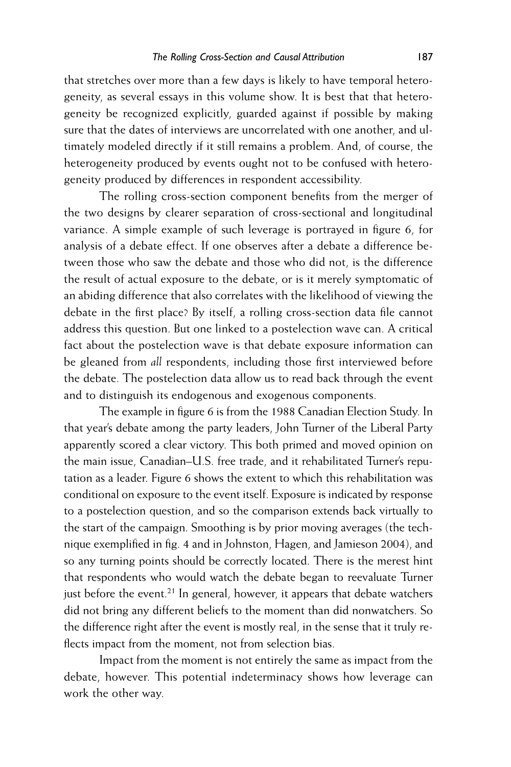that stretches over more than a few days is likely to have temporal heterogeneity, as several essays in this volume show. It is best that that heterogeneity be recognized explicitly, guarded against if possible by making sure that the dates of interviews are uncorrelated with one another, and ultimately modeled directly if it still remains a problem. And, of course, the heterogeneity produced by events ought not to be confused with heterogeneity produced by differences in respondent accessibility.

The rolling cross-section component benefits from the merger of the two designs by clearer separation of cross-sectional and longitudinal variance. A simple example of such leverage is portrayed in figure 6, for analysis of a debate effect. If one observes after a debate a difference between those who saw the debate and those who did not, is the difference the result of actual exposure to the debate, or is it merely symptomatic of an abiding difference that also correlates with the likelihood of viewing the debate in the first place? By itself, a rolling cross-section data file cannot address this question. But one linked to a postelection wave can. A critical fact about the postelection wave is that debate exposure information can be gleaned from *all* respondents, including those first interviewed before the debate. The postelection data allow us to read back through the event and to distinguish its endogenous and exogenous components.

The example in figure 6 is from the 1988 Canadian Election Study. In that year's debate among the party leaders, John Turner of the Liberal Party apparently scored a clear victory. This both primed and moved opinion on the main issue, Canadian–U.S. free trade, and it rehabilitated Turner's reputation as a leader. Figure 6 shows the extent to which this rehabilitation was conditional on exposure to the event itself. Exposure is indicated by response to a postelection question, and so the comparison extends back virtually to the start of the campaign. Smoothing is by prior moving averages (the technique exemplified in fig. 4 and in Johnston, Hagen, and Jamieson 2004), and so any turning points should be correctly located. There is the merest hint that respondents who would watch the debate began to reevaluate Turner just before the event.[21] In general, however, it appears that debate watchers did not bring any different beliefs to the moment than did nonwatchers. So the difference right after the event is mostly real, in the sense that it truly reflects impact from the moment, not from selection bias.

Impact from the moment is not entirely the same as impact from the debate, however. This potential indeterminacy shows how leverage can work the other way.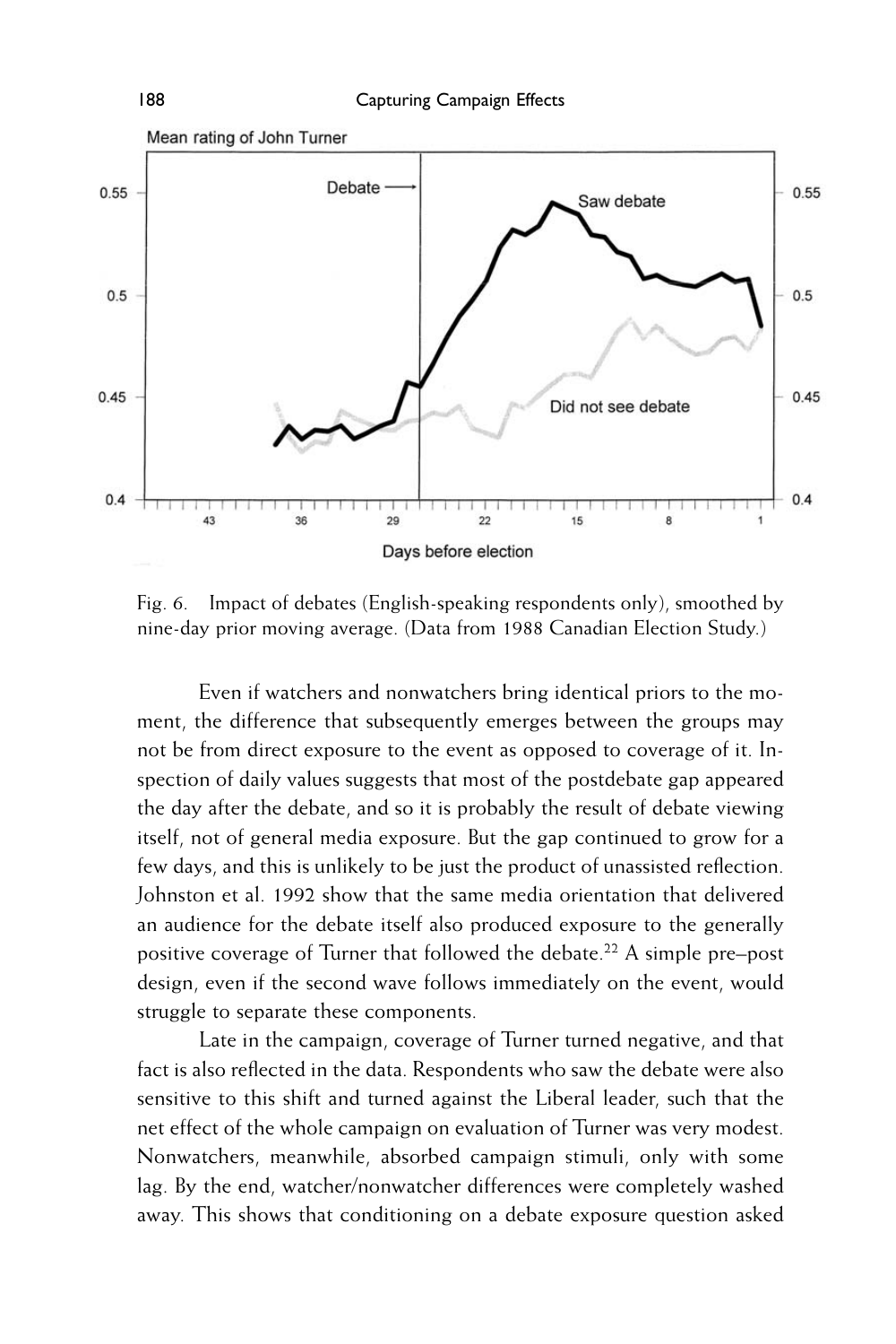Fig. 6. Impact of debates (English-speaking respondents only), smoothed by nine-day prior moving average. (Data from 1988 Canadian Election Study.)

Even if watchers and nonwatchers bring identical priors to the moment, the difference that subsequently emerges between the groups may not be from direct exposure to the event as opposed to coverage of it. Inspection of daily values suggests that most of the postdebate gap appeared the day after the debate, and so it is probably the result of debate viewing itself, not of general media exposure. But the gap continued to grow for a few days, and this is unlikely to be just the product of unassisted reflection. Johnston et al. 1992 show that the same media orientation that delivered an audience for the debate itself also produced exposure to the generally positive coverage of Turner that followed the debate.[22] A simple pre–post design, even if the second wave follows immediately on the event, would struggle to separate these components.

Late in the campaign, coverage of Turner turned negative, and that fact is also reflected in the data. Respondents who saw the debate were also sensitive to this shift and turned against the Liberal leader, such that the net effect of the whole campaign on evaluation of Turner was very modest. Nonwatchers, meanwhile, absorbed campaign stimuli, only with some lag. By the end, watcher/nonwatcher differences were completely washed away. This shows that conditioning on a debate exposure question asked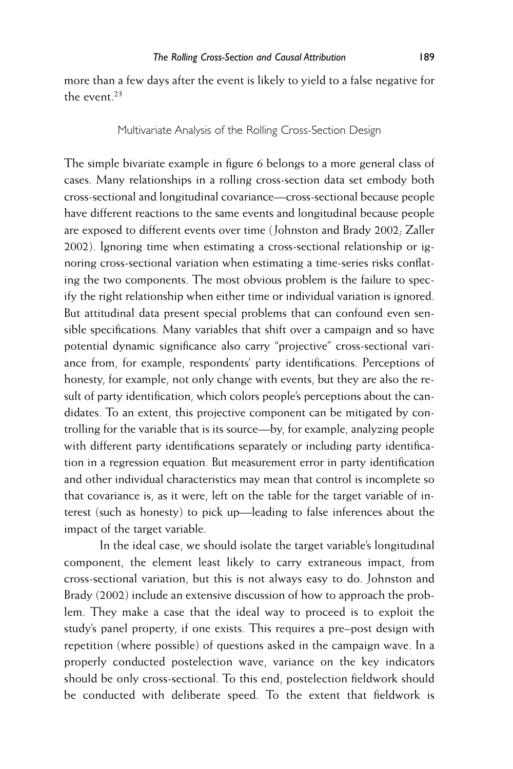more than a few days after the event is likely to yield to a false negative for the event.[23]

## Multivariate Analysis of the Rolling Cross-Section Design

The simple bivariate example in figure 6 belongs to a more general class of cases. Many relationships in a rolling cross-section data set embody both cross-sectional and longitudinal covariance—cross-sectional because people have different reactions to the same events and longitudinal because people are exposed to different events over time (Johnston and Brady 2002; Zaller 2002). Ignoring time when estimating a cross-sectional relationship or ignoring cross-sectional variation when estimating a time-series risks conflating the two components. The most obvious problem is the failure to specify the right relationship when either time or individual variation is ignored. But attitudinal data present special problems that can confound even sensible specifications. Many variables that shift over a campaign and so have potential dynamic significance also carry "projective" cross-sectional variance from, for example, respondents' party identifications. Perceptions of honesty, for example, not only change with events, but they are also the result of party identification, which colors people's perceptions about the candidates. To an extent, this projective component can be mitigated by controlling for the variable that is its source—by, for example, analyzing people with different party identifications separately or including party identification in a regression equation. But measurement error in party identification and other individual characteristics may mean that control is incomplete so that covariance is, as it were, left on the table for the target variable of interest (such as honesty) to pick up—leading to false inferences about the impact of the target variable.

In the ideal case, we should isolate the target variable's longitudinal component, the element least likely to carry extraneous impact, from cross-sectional variation, but this is not always easy to do. Johnston and Brady (2002) include an extensive discussion of how to approach the problem. They make a case that the ideal way to proceed is to exploit the study's panel property, if one exists. This requires a pre–post design with repetition (where possible) of questions asked in the campaign wave. In a properly conducted postelection wave, variance on the key indicators should be only cross-sectional. To this end, postelection fieldwork should be conducted with deliberate speed. To the extent that fieldwork is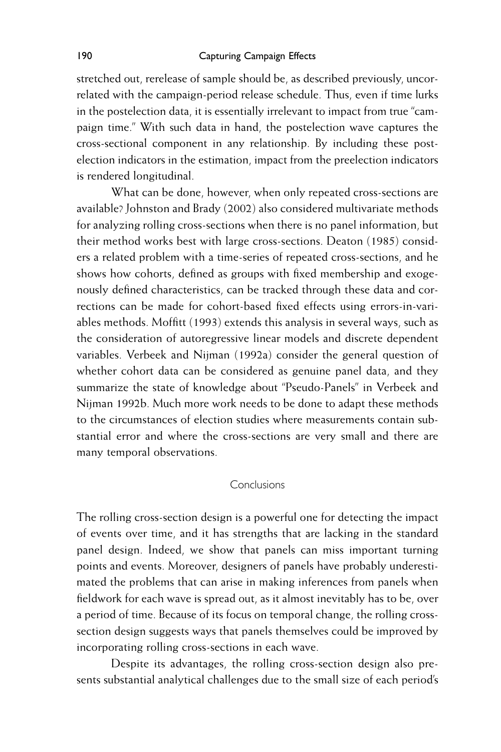stretched out, rerelease of sample should be, as described previously, uncorrelated with the campaign-period release schedule. Thus, even if time lurks in the postelection data, it is essentially irrelevant to impact from true "campaign time." With such data in hand, the postelection wave captures the cross-sectional component in any relationship. By including these postelection indicators in the estimation, impact from the preelection indicators is rendered longitudinal.

What can be done, however, when only repeated cross-sections are available? Johnston and Brady (2002) also considered multivariate methods for analyzing rolling cross-sections when there is no panel information, but their method works best with large cross-sections. Deaton (1985) considers a related problem with a time-series of repeated cross-sections, and he shows how cohorts, defined as groups with fixed membership and exogenously defined characteristics, can be tracked through these data and corrections can be made for cohort-based fixed effects using errors-in-variables methods. Moffitt (1993) extends this analysis in several ways, such as the consideration of autoregressive linear models and discrete dependent variables. Verbeek and Nijman (1992a) consider the general question of whether cohort data can be considered as genuine panel data, and they summarize the state of knowledge about "Pseudo-Panels" in Verbeek and Nijman 1992b. Much more work needs to be done to adapt these methods to the circumstances of election studies where measurements contain substantial error and where the cross-sections are very small and there are many temporal observations.

## Conclusions

The rolling cross-section design is a powerful one for detecting the impact of events over time, and it has strengths that are lacking in the standard panel design. Indeed, we show that panels can miss important turning points and events. Moreover, designers of panels have probably underestimated the problems that can arise in making inferences from panels when fieldwork for each wave is spread out, as it almost inevitably has to be, over a period of time. Because of its focus on temporal change, the rolling cross-section design suggests ways that panels themselves could be improved by incorporating rolling cross-sections in each wave.

Despite its advantages, the rolling cross-section design also presents substantial analytical challenges due to the small size of each period's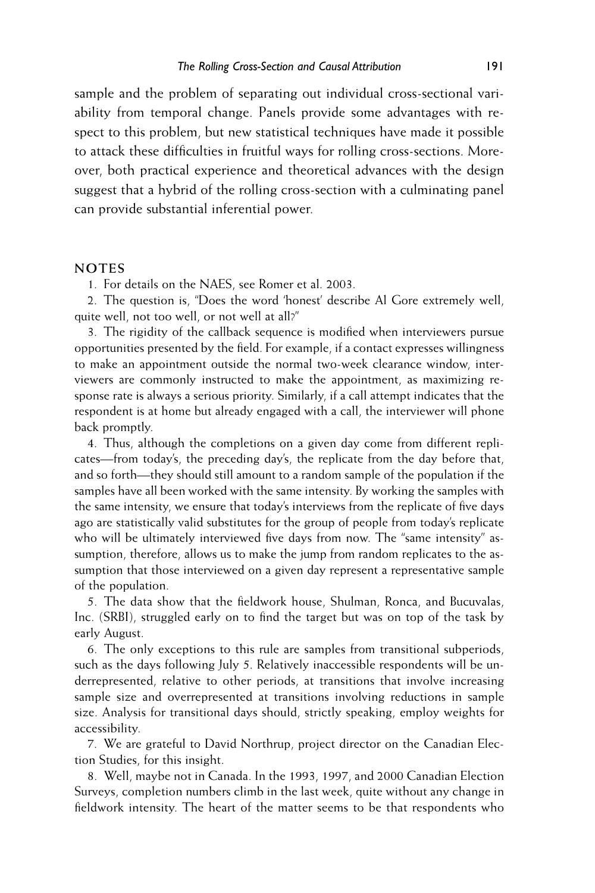sample and the problem of separating out individual cross-sectional variability from temporal change. Panels provide some advantages with respect to this problem, but new statistical techniques have made it possible to attack these difficulties in fruitful ways for rolling cross-sections. Moreover, both practical experience and theoretical advances with the design suggest that a hybrid of the rolling cross-section with a culminating panel can provide substantial inferential power.

## NOTES

1. For details on the NAES, see Romer et al. 2003.

2. The question is, "Does the word 'honest' describe Al Gore extremely well, quite well, not too well, or not well at all?"

3. The rigidity of the callback sequence is modified when interviewers pursue opportunities presented by the field. For example, if a contact expresses willingness to make an appointment outside the normal two-week clearance window, interviewers are commonly instructed to make the appointment, as maximizing response rate is always a serious priority. Similarly, if a call attempt indicates that the respondent is at home but already engaged with a call, the interviewer will phone back promptly.

4. Thus, although the completions on a given day come from different replicates—from today's, the preceding day's, the replicate from the day before that, and so forth—they should still amount to a random sample of the population if the samples have all been worked with the same intensity. By working the samples with the same intensity, we ensure that today's interviews from the replicate of five days ago are statistically valid substitutes for the group of people from today's replicate who will be ultimately interviewed five days from now. The "same intensity" assumption, therefore, allows us to make the jump from random replicates to the assumption that those interviewed on a given day represent a representative sample of the population.

5. The data show that the fieldwork house, Shulman, Ronca, and Bucuvalas, Inc. (SRBI), struggled early on to find the target but was on top of the task by early August.

6. The only exceptions to this rule are samples from transitional subperiods, such as the days following July 5. Relatively inaccessible respondents will be underrepresented, relative to other periods, at transitions that involve increasing sample size and overrepresented at transitions involving reductions in sample size. Analysis for transitional days should, strictly speaking, employ weights for accessibility.

7. We are grateful to David Northrup, project director on the Canadian Election Studies, for this insight.

8. Well, maybe not in Canada. In the 1993, 1997, and 2000 Canadian Election Surveys, completion numbers climb in the last week, quite without any change in fieldwork intensity. The heart of the matter seems to be that respondents who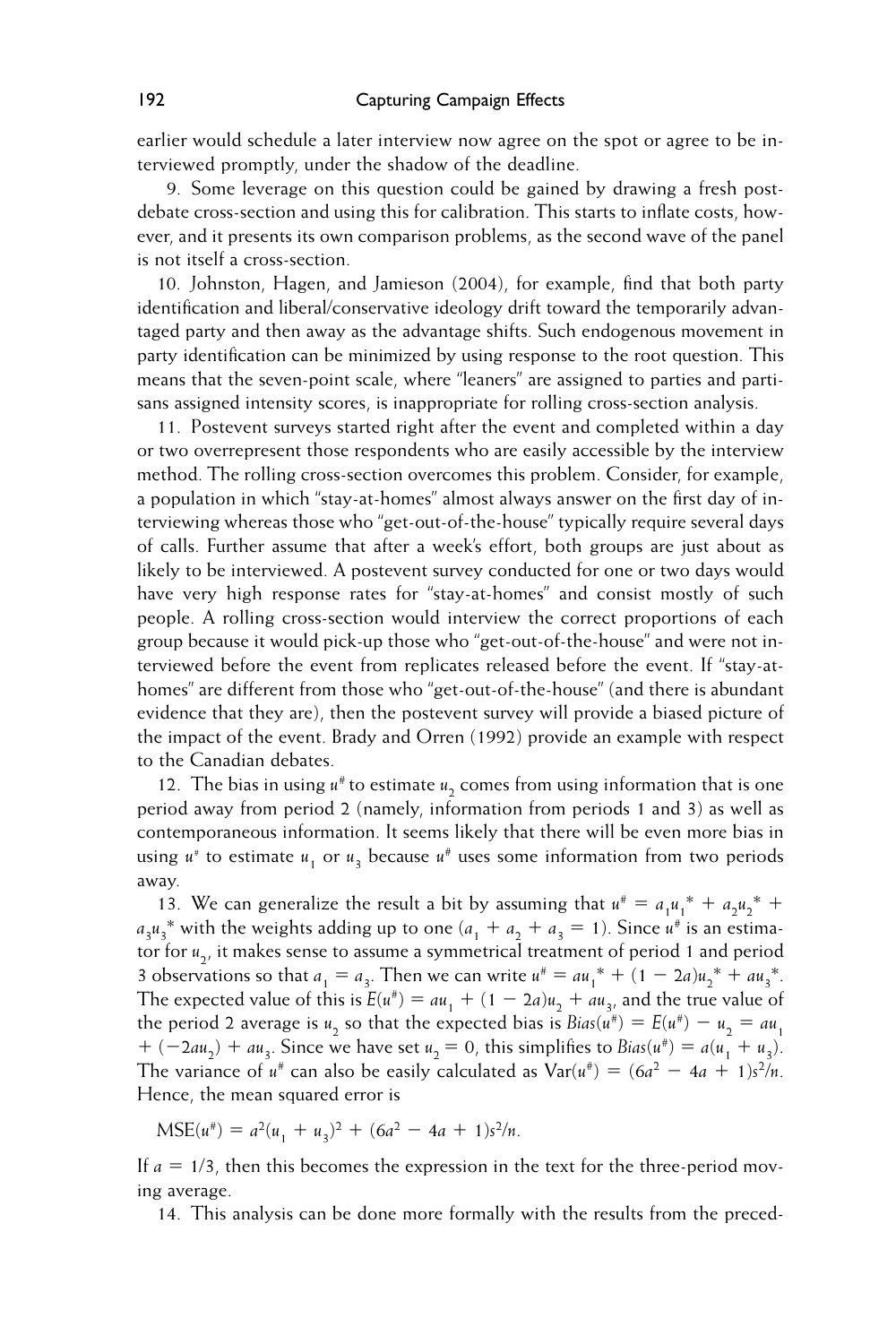earlier would schedule a later interview now agree on the spot or agree to be interviewed promptly, under the shadow of the deadline.

9. Some leverage on this question could be gained by drawing a fresh post-debate cross-section and using this for calibration. This starts to inflate costs, however, and it presents its own comparison problems, as the second wave of the panel is not itself a cross-section.

10. Johnston, Hagen, and Jamieson (2004), for example, find that both party identification and liberal/conservative ideology drift toward the temporarily advantaged party and then away as the advantage shifts. Such endogenous movement in party identification can be minimized by using response to the root question. This means that the seven-point scale, where "leaners" are assigned to parties and partisans assigned intensity scores, is inappropriate for rolling cross-section analysis.

11. Postevent surveys started right after the event and completed within a day or two overrepresent those respondents who are easily accessible by the interview method. The rolling cross-section overcomes this problem. Consider, for example, a population in which "stay-at-homes" almost always answer on the first day of interviewing whereas those who "get-out-of-the-house" typically require several days of calls. Further assume that after a week's effort, both groups are just about as likely to be interviewed. A postevent survey conducted for one or two days would have very high response rates for "stay-at-homes" and consist mostly of such people. A rolling cross-section would interview the correct proportions of each group because it would pick-up those who "get-out-of-the-house" and were not interviewed before the event from replicates released before the event. If "stay-at-homes" are different from those who "get-out-of-the-house" (and there is abundant evidence that they are), then the postevent survey will provide a biased picture of the impact of the event. Brady and Orren (1992) provide an example with respect to the Canadian debates.

12. The bias in using $u^{\#}$ to estimate $u_2$ comes from using information that is one period away from period 2 (namely, information from periods 1 and 3) as well as contemporaneous information. It seems likely that there will be even more bias in using $u^{\#}$ to estimate $u_1$ or $u_3$ because $u^{\#}$ uses some information from two periods away.

13. We can generalize the result a bit by assuming that $u^{\#} = a_1 u_1^* + a_2 u_2^* + a_3 u_3^*$ with the weights adding up to one ($a_1 + a_2 + a_3 = 1$). Since $u^{\#}$ is an estimator for $u_2$, it makes sense to assume a symmetrical treatment of period 1 and period 3 observations so that $a_1 = a_3$. Then we can write $u^{\#} = au_1^* + (1 - 2a)u_2^* + au_3^*$. The expected value of this is $E(u^{\#}) = au_1 + (1 - 2a)u_2 + au_3$, and the true value of the period 2 average is $u_2$ so that the expected bias is $Bias(u^{\#}) = E(u^{\#}) - u_2 = au_1 + (-2au_2) + au_3$. Since we have set $u_2 = 0$, this simplifies to $Bias(u^{\#}) = a(u_1 + u_3)$. The variance of $u^{\#}$ can also be easily calculated as $\mathrm{Var}(u^{\#}) = (6a^2 - 4a + 1)s^2/n$. Hence, the mean squared error is

$$\mathrm{MSE}(u^{\#}) = a^2(u_1 + u_3)^2 + (6a^2 - 4a + 1)s^2/n.$$

If $a = 1/3$, then this becomes the expression in the text for the three-period moving average.

14. This analysis can be done more formally with the results from the preced-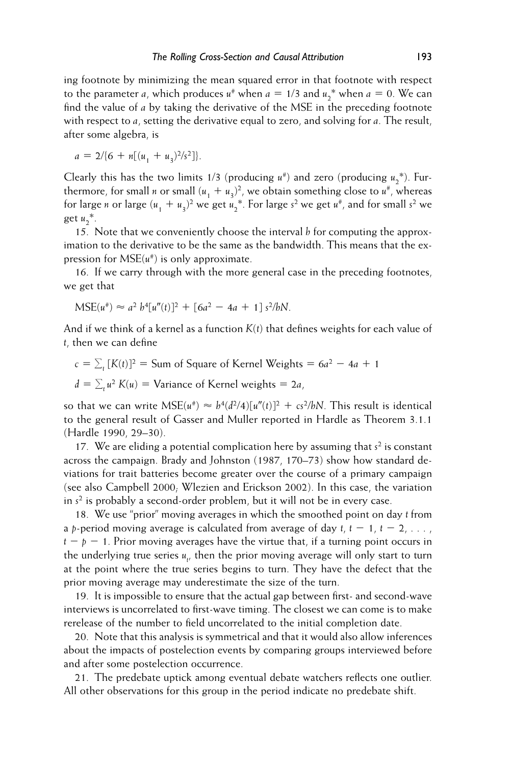ing footnote by minimizing the mean squared error in that footnote with respect to the parameter $a$, which produces $u^{\#}$ when $a = 1/3$ and $u_2^*$ when $a = 0$. We can find the value of $a$ by taking the derivative of the MSE in the preceding footnote with respect to $a$, setting the derivative equal to zero, and solving for $a$. The result, after some algebra, is

$$a = 2/\{6 + n[(u_1 + u_3)^2/s^2]\}.$$

Clearly this has the two limits 1/3 (producing $u^{\#}$) and zero (producing $u_2^*$). Furthermore, for small $n$ or small $(u_1 + u_3)^2$, we obtain something close to $u^{\#}$, whereas for large $n$ or large $(u_1 + u_3)^2$ we get $u_2^*$. For large $s^2$ we get $u^{\#}$, and for small $s^2$ we get $u_2^*$.

15. Note that we conveniently choose the interval $h$ for computing the approximation to the derivative to be the same as the bandwidth. This means that the expression for MSE($u^{\#}$) is only approximate.

16. If we carry through with the more general case in the preceding footnotes, we get that

$$\text{MSE}(u^{\#}) \approx a^2\, b^4[u''(t)]^2 + [6a^2 - 4a + 1]\, s^2/bN.$$

And if we think of a kernel as a function $K(t)$ that defines weights for each value of $t$, then we can define

$$c = \sum_t [K(t)]^2 = \text{Sum of Square of Kernel Weights} = 6a^2 - 4a + 1$$

$$d = \sum_t u^2\, K(u) = \text{Variance of Kernel weights} = 2a,$$

so that we can write $\text{MSE}(u^{\#}) \approx b^4(d^2/4)[u''(t)]^2 + cs^2/bN$. This result is identical to the general result of Gasser and Muller reported in Hardle as Theorem 3.1.1 (Hardle 1990, 29–30).

17. We are eliding a potential complication here by assuming that $s^2$ is constant across the campaign. Brady and Johnston (1987, 170–73) show how standard deviations for trait batteries become greater over the course of a primary campaign (see also Campbell 2000; Wlezien and Erickson 2002). In this case, the variation in $s^2$ is probably a second-order problem, but it will not be in every case.

18. We use "prior" moving averages in which the smoothed point on day $t$ from a $p$-period moving average is calculated from average of day $t$, $t - 1$, $t - 2$, . . . , $t - p - 1$. Prior moving averages have the virtue that, if a turning point occurs in the underlying true series $u_t$, then the prior moving average will only start to turn at the point where the true series begins to turn. They have the defect that the prior moving average may underestimate the size of the turn.

19. It is impossible to ensure that the actual gap between first- and second-wave interviews is uncorrelated to first-wave timing. The closest we can come is to make rerelease of the number to field uncorrelated to the initial completion date.

20. Note that this analysis is symmetrical and that it would also allow inferences about the impacts of postelection events by comparing groups interviewed before and after some postelection occurrence.

21. The predebate uptick among eventual debate watchers reflects one outlier. All other observations for this group in the period indicate no predebate shift.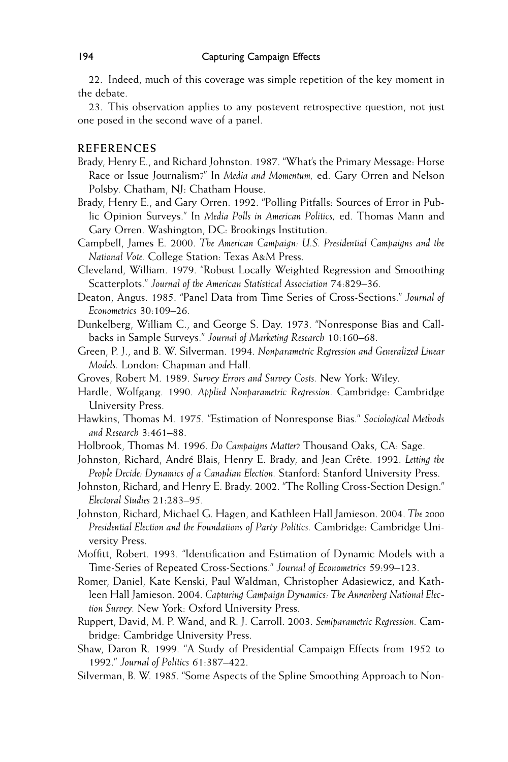22. Indeed, much of this coverage was simple repetition of the key moment in the debate.

23. This observation applies to any postevent retrospective question, not just one posed in the second wave of a panel.

## REFERENCES

Brady, Henry E., and Richard Johnston. 1987. "What's the Primary Message: Horse Race or Issue Journalism?" In *Media and Momentum,* ed. Gary Orren and Nelson Polsby. Chatham, NJ: Chatham House.

Brady, Henry E., and Gary Orren. 1992. "Polling Pitfalls: Sources of Error in Public Opinion Surveys." In *Media Polls in American Politics,* ed. Thomas Mann and Gary Orren. Washington, DC: Brookings Institution.

Campbell, James E. 2000. *The American Campaign: U.S. Presidential Campaigns and the National Vote.* College Station: Texas A&M Press.

Cleveland, William. 1979. "Robust Locally Weighted Regression and Smoothing Scatterplots." *Journal of the American Statistical Association* 74:829–36.

Deaton, Angus. 1985. "Panel Data from Time Series of Cross-Sections." *Journal of Econometrics* 30:109–26.

Dunkelberg, William C., and George S. Day. 1973. "Nonresponse Bias and Callbacks in Sample Surveys." *Journal of Marketing Research* 10:160–68.

Green, P. J., and B. W. Silverman. 1994. *Nonparametric Regression and Generalized Linear Models.* London: Chapman and Hall.

Groves, Robert M. 1989. *Survey Errors and Survey Costs.* New York: Wiley.

Hardle, Wolfgang. 1990. *Applied Nonparametric Regression.* Cambridge: Cambridge University Press.

Hawkins, Thomas M. 1975. "Estimation of Nonresponse Bias." *Sociological Methods and Research* 3:461–88.

Holbrook, Thomas M. 1996. *Do Campaigns Matter?* Thousand Oaks, CA: Sage.

Johnston, Richard, André Blais, Henry E. Brady, and Jean Crête. 1992. *Letting the People Decide: Dynamics of a Canadian Election.* Stanford: Stanford University Press.

Johnston, Richard, and Henry E. Brady. 2002. "The Rolling Cross-Section Design." *Electoral Studies* 21:283–95.

Johnston, Richard, Michael G. Hagen, and Kathleen Hall Jamieson. 2004. *The 2000 Presidential Election and the Foundations of Party Politics.* Cambridge: Cambridge University Press.

Moffitt, Robert. 1993. "Identification and Estimation of Dynamic Models with a Time-Series of Repeated Cross-Sections." *Journal of Econometrics* 59:99–123.

Romer, Daniel, Kate Kenski, Paul Waldman, Christopher Adasiewicz, and Kathleen Hall Jamieson. 2004. *Capturing Campaign Dynamics: The Annenberg National Election Survey.* New York: Oxford University Press.

Ruppert, David, M. P. Wand, and R. J. Carroll. 2003. *Semiparametric Regression.* Cambridge: Cambridge University Press.

Shaw, Daron R. 1999. "A Study of Presidential Campaign Effects from 1952 to 1992." *Journal of Politics* 61:387–422.

Silverman, B. W. 1985. "Some Aspects of the Spline Smoothing Approach to Non-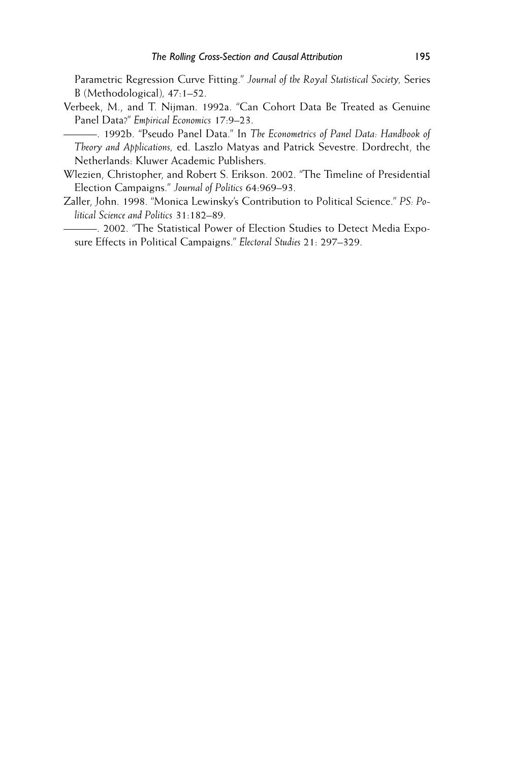Parametric Regression Curve Fitting." *Journal of the Royal Statistical Society,* Series B (Methodological), 47:1–52.

Verbeek, M., and T. Nijman. 1992a. "Can Cohort Data Be Treated as Genuine Panel Data?" *Empirical Economics* 17:9–23.

———. 1992b. "Pseudo Panel Data." In *The Econometrics of Panel Data: Handbook of Theory and Applications,* ed. Laszlo Matyas and Patrick Sevestre. Dordrecht, the Netherlands: Kluwer Academic Publishers.

Wlezien, Christopher, and Robert S. Erikson. 2002. "The Timeline of Presidential Election Campaigns." *Journal of Politics* 64:969–93.

Zaller, John. 1998. "Monica Lewinsky's Contribution to Political Science." *PS: Political Science and Politics* 31:182–89.

———. 2002. "The Statistical Power of Election Studies to Detect Media Exposure Effects in Political Campaigns." *Electoral Studies* 21: 297–329.